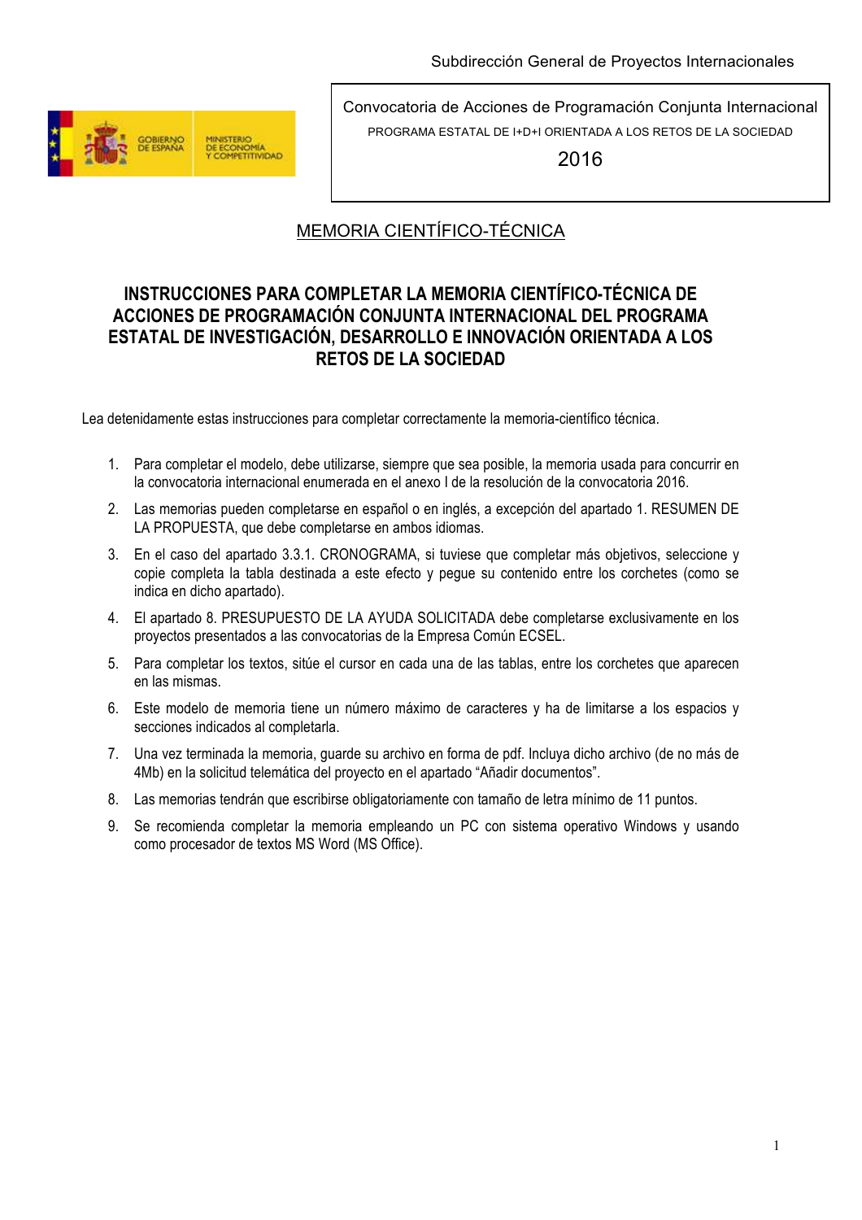Subdirección General de Proyectos Internacionales

GOBIERNO DE ESPAÑA — MINISTERIO DE ECONOMÍA Y COMPETITIVIDAD

| Convocatoria de Acciones de Programación Conjunta Internacional |
|---|
| PROGRAMA ESTATAL DE I+D+I ORIENTADA A LOS RETOS DE LA SOCIEDAD |
| 2016 |

MEMORIA CIENTÍFICO-TÉCNICA

# INSTRUCCIONES PARA COMPLETAR LA MEMORIA CIENTÍFICO-TÉCNICA DE ACCIONES DE PROGRAMACIÓN CONJUNTA INTERNACIONAL DEL PROGRAMA ESTATAL DE INVESTIGACIÓN, DESARROLLO E INNOVACIÓN ORIENTADA A LOS RETOS DE LA SOCIEDAD

Lea detenidamente estas instrucciones para completar correctamente la memoria-científico técnica.

1. Para completar el modelo, debe utilizarse, siempre que sea posible, la memoria usada para concurrir en la convocatoria internacional enumerada en el anexo I de la resolución de la convocatoria 2016.
2. Las memorias pueden completarse en español o en inglés, a excepción del apartado 1. RESUMEN DE LA PROPUESTA, que debe completarse en ambos idiomas.
3. En el caso del apartado 3.3.1. CRONOGRAMA, si tuviese que completar más objetivos, seleccione y copie completa la tabla destinada a este efecto y pegue su contenido entre los corchetes (como se indica en dicho apartado).
4. El apartado 8. PRESUPUESTO DE LA AYUDA SOLICITADA debe completarse exclusivamente en los proyectos presentados a las convocatorias de la Empresa Común ECSEL.
5. Para completar los textos, sitúe el cursor en cada una de las tablas, entre los corchetes que aparecen en las mismas.
6. Este modelo de memoria tiene un número máximo de caracteres y ha de limitarse a los espacios y secciones indicados al completarla.
7. Una vez terminada la memoria, guarde su archivo en forma de pdf. Incluya dicho archivo (de no más de 4Mb) en la solicitud telemática del proyecto en el apartado "Añadir documentos".
8. Las memorias tendrán que escribirse obligatoriamente con tamaño de letra mínimo de 11 puntos.
9. Se recomienda completar la memoria empleando un PC con sistema operativo Windows y usando como procesador de textos MS Word (MS Office).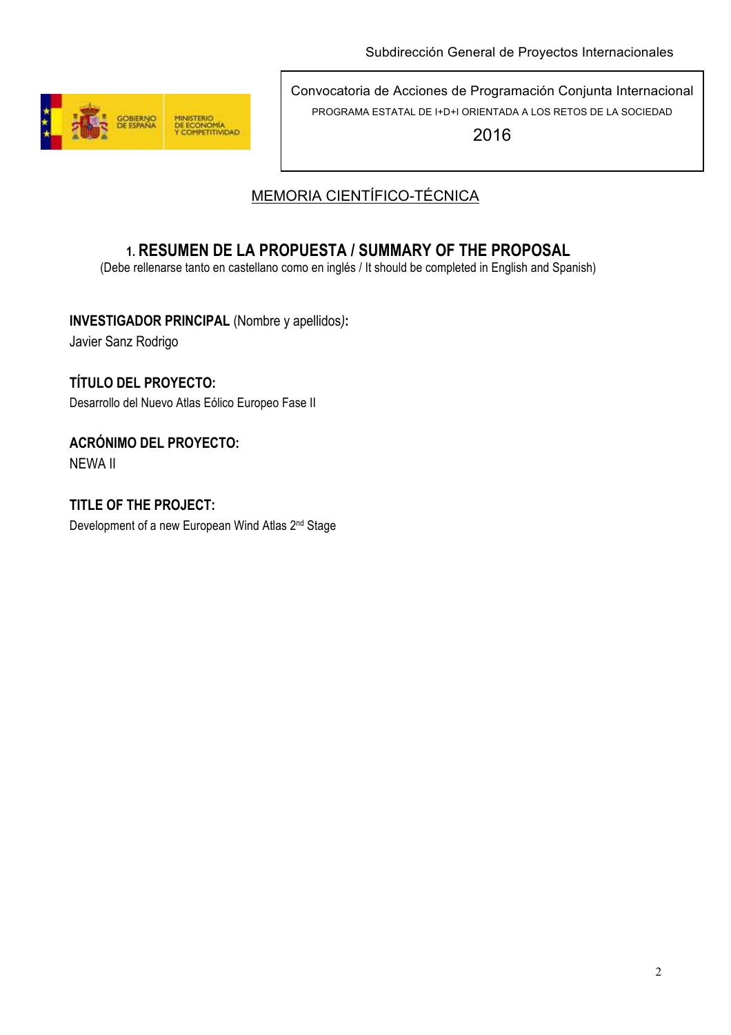Subdirección General de Proyectos Internacionales

Convocatoria de Acciones de Programación Conjunta Internacional

PROGRAMA ESTATAL DE I+D+I ORIENTADA A LOS RETOS DE LA SOCIEDAD

2016

MEMORIA CIENTÍFICO-TÉCNICA

## 1. RESUMEN DE LA PROPUESTA / SUMMARY OF THE PROPOSAL

(Debe rellenarse tanto en castellano como en inglés / It should be completed in English and Spanish)

**INVESTIGADOR PRINCIPAL** (Nombre y apellidos)**:**

Javier Sanz Rodrigo

**TÍTULO DEL PROYECTO:**

Desarrollo del Nuevo Atlas Eólico Europeo Fase II

**ACRÓNIMO DEL PROYECTO:**

NEWA II

**TITLE OF THE PROJECT:**

Development of a new European Wind Atlas 2nd Stage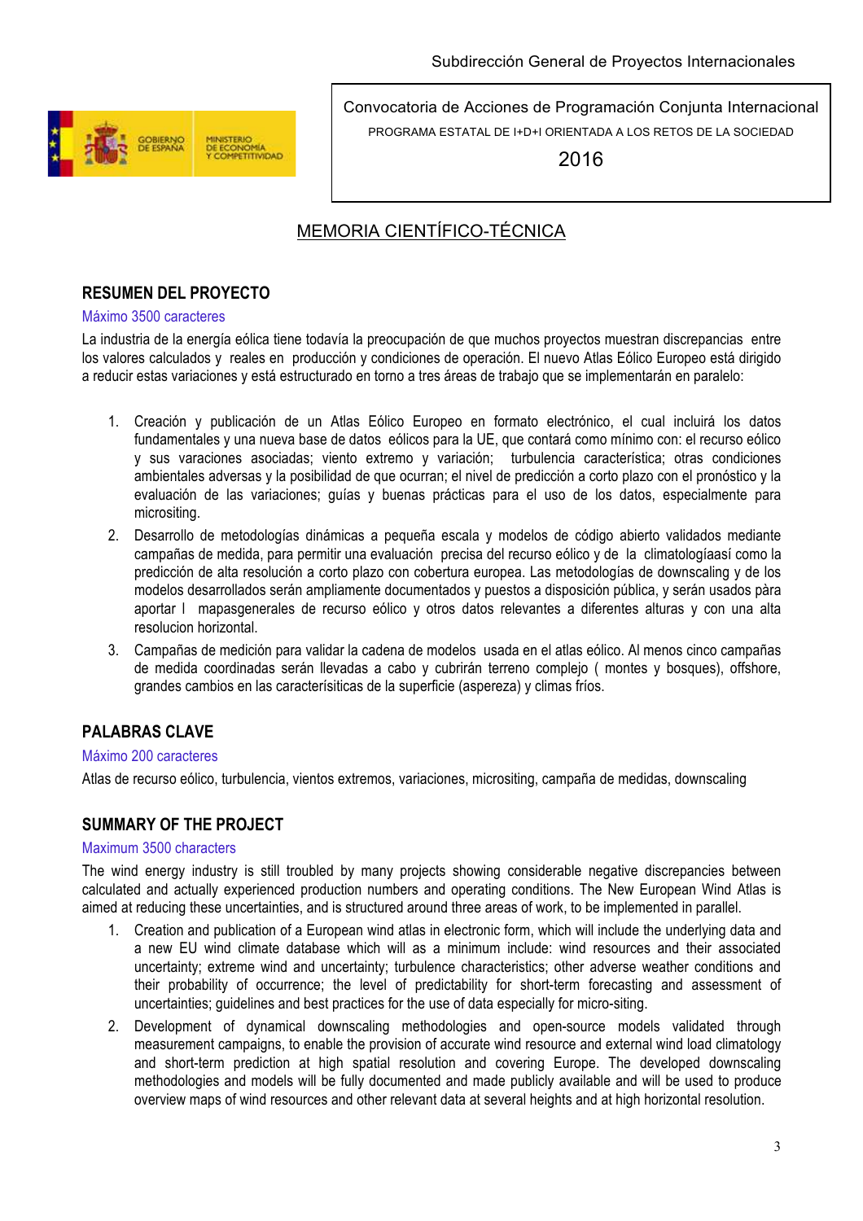Subdirección General de Proyectos Internacionales

Convocatoria de Acciones de Programación Conjunta Internacional

PROGRAMA ESTATAL DE I+D+I ORIENTADA A LOS RETOS DE LA SOCIEDAD

2016

## MEMORIA CIENTÍFICO-TÉCNICA

### RESUMEN DEL PROYECTO

Máximo 3500 caracteres

La industria de la energía eólica tiene todavía la preocupación de que muchos proyectos muestran discrepancias entre los valores calculados y reales en producción y condiciones de operación. El nuevo Atlas Eólico Europeo está dirigido a reducir estas variaciones y está estructurado en torno a tres áreas de trabajo que se implementarán en paralelo:

1. Creación y publicación de un Atlas Eólico Europeo en formato electrónico, el cual incluirá los datos fundamentales y una nueva base de datos eólicos para la UE, que contará como mínimo con: el recurso eólico y sus varaciones asociadas; viento extremo y variación; turbulencia característica; otras condiciones ambientales adversas y la posibilidad de que ocurran; el nivel de predicción a corto plazo con el pronóstico y la evaluación de las variaciones; guías y buenas prácticas para el uso de los datos, especialmente para micrositing.
2. Desarrollo de metodologías dinámicas a pequeña escala y modelos de código abierto validados mediante campañas de medida, para permitir una evaluación precisa del recurso eólico y de la climatologíaasí como la predicción de alta resolución a corto plazo con cobertura europea. Las metodologías de downscaling y de los modelos desarrollados serán ampliamente documentados y puestos a disposición pública, y serán usados pàra aportar l mapasgenerales de recurso eólico y otros datos relevantes a diferentes alturas y con una alta resolucion horizontal.
3. Campañas de medición para validar la cadena de modelos usada en el atlas eólico. Al menos cinco campañas de medida coordinadas serán llevadas a cabo y cubrirán terreno complejo ( montes y bosques), offshore, grandes cambios en las caracterísiticas de la superficie (aspereza) y climas fríos.

### PALABRAS CLAVE

Máximo 200 caracteres

Atlas de recurso eólico, turbulencia, vientos extremos, variaciones, micrositing, campaña de medidas, downscaling

### SUMMARY OF THE PROJECT

Maximum 3500 characters

The wind energy industry is still troubled by many projects showing considerable negative discrepancies between calculated and actually experienced production numbers and operating conditions. The New European Wind Atlas is aimed at reducing these uncertainties, and is structured around three areas of work, to be implemented in parallel.

1. Creation and publication of a European wind atlas in electronic form, which will include the underlying data and a new EU wind climate database which will as a minimum include: wind resources and their associated uncertainty; extreme wind and uncertainty; turbulence characteristics; other adverse weather conditions and their probability of occurrence; the level of predictability for short-term forecasting and assessment of uncertainties; guidelines and best practices for the use of data especially for micro-siting.
2. Development of dynamical downscaling methodologies and open-source models validated through measurement campaigns, to enable the provision of accurate wind resource and external wind load climatology and short-term prediction at high spatial resolution and covering Europe. The developed downscaling methodologies and models will be fully documented and made publicly available and will be used to produce overview maps of wind resources and other relevant data at several heights and at high horizontal resolution.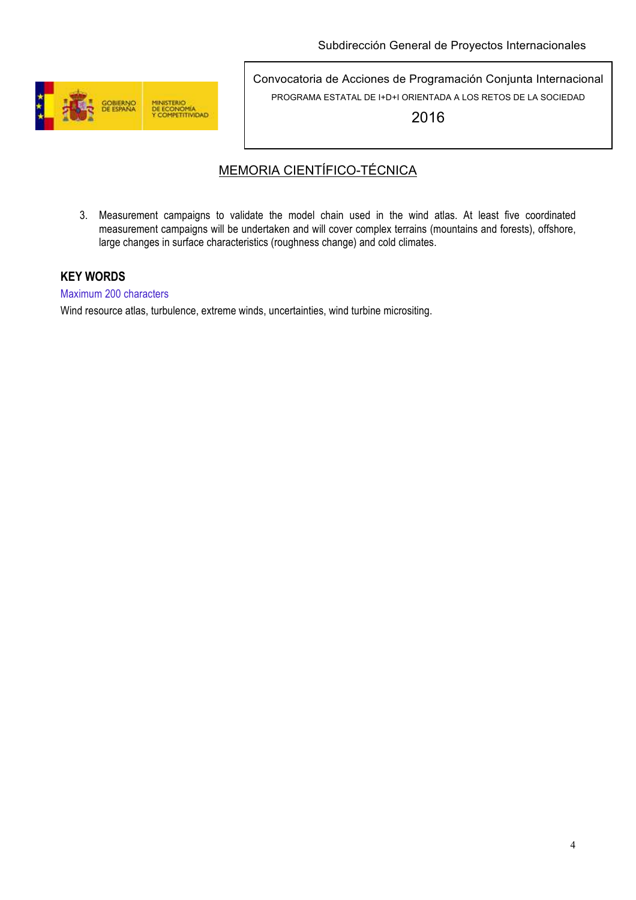3. Measurement campaigns to validate the model chain used in the wind atlas. At least five coordinated measurement campaigns will be undertaken and will cover complex terrains (mountains and forests), offshore, large changes in surface characteristics (roughness change) and cold climates.

**KEY WORDS**

Maximum 200 characters

Wind resource atlas, turbulence, extreme winds, uncertainties, wind turbine micrositing.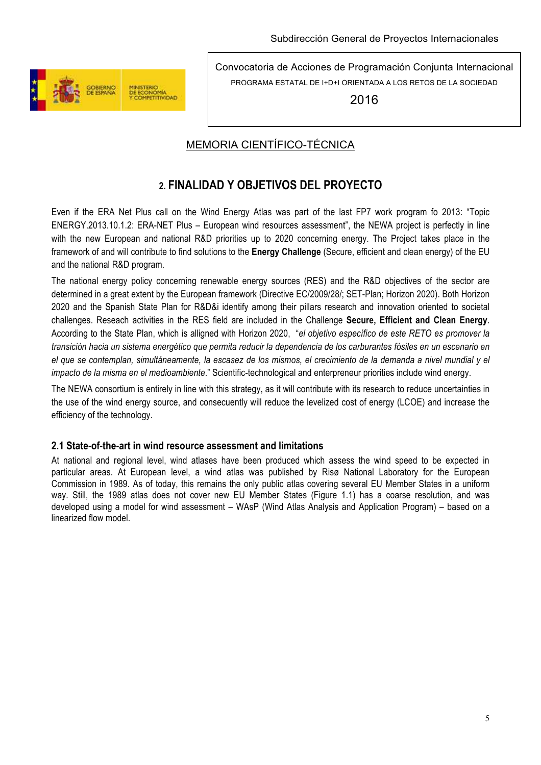## MEMORIA CIENTÍFICO-TÉCNICA

## 2. FINALIDAD Y OBJETIVOS DEL PROYECTO

Even if the ERA Net Plus call on the Wind Energy Atlas was part of the last FP7 work program fo 2013: "Topic ENERGY.2013.10.1.2: ERA-NET Plus – European wind resources assessment", the NEWA project is perfectly in line with the new European and national R&D priorities up to 2020 concerning energy. The Project takes place in the framework of and will contribute to find solutions to the **Energy Challenge** (Secure, efficient and clean energy) of the EU and the national R&D program.

The national energy policy concerning renewable energy sources (RES) and the R&D objectives of the sector are determined in a great extent by the European framework (Directive EC/2009/28/; SET-Plan; Horizon 2020). Both Horizon 2020 and the Spanish State Plan for R&D&i identify among their pillars research and innovation oriented to societal challenges. Reseach activities in the RES field are included in the Challenge **Secure, Efficient and Clean Energy**. According to the State Plan, which is alligned with Horizon 2020, "*el objetivo específico de este RETO es promover la transición hacia un sistema energético que permita reducir la dependencia de los carburantes fósiles en un escenario en el que se contemplan, simultáneamente, la escasez de los mismos, el crecimiento de la demanda a nivel mundial y el impacto de la misma en el medioambiente*." Scientific-technological and enterpreneur priorities include wind energy.

The NEWA consortium is entirely in line with this strategy, as it will contribute with its research to reduce uncertainties in the use of the wind energy source, and consecuently will reduce the levelized cost of energy (LCOE) and increase the efficiency of the technology.

### 2.1 State-of-the-art in wind resource assessment and limitations

At national and regional level, wind atlases have been produced which assess the wind speed to be expected in particular areas. At European level, a wind atlas was published by Risø National Laboratory for the European Commission in 1989. As of today, this remains the only public atlas covering several EU Member States in a uniform way. Still, the 1989 atlas does not cover new EU Member States (Figure 1.1) has a coarse resolution, and was developed using a model for wind assessment – WAsP (Wind Atlas Analysis and Application Program) – based on a linearized flow model.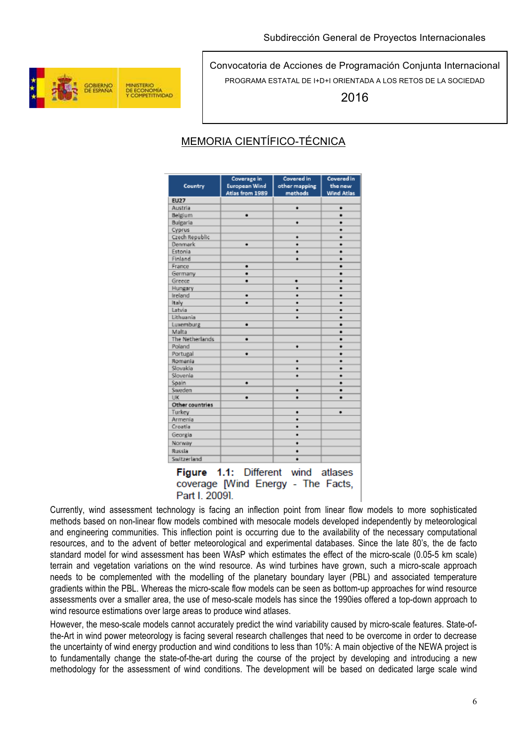MEMORIA CIENTÍFICO-TÉCNICA

| Country | Coverage in European Wind Atlas from 1989 | Covered in other mapping methods | Covered in the new Wind Atlas |
|---|---|---|---|
| **EU27** | | | |
| Austria | | • | • |
| Belgium | • | | • |
| Bulgaria | | • | • |
| Cyprus | | | • |
| Czech Republic | | • | • |
| Denmark | • | • | • |
| Estonia | | • | • |
| Finland | | • | • |
| France | • | | • |
| Germany | • | | • |
| Greece | • | • | • |
| Hungary | | • | • |
| Ireland | • | • | • |
| Italy | • | • | • |
| Latvia | | • | • |
| Lithuania | | • | • |
| Luxemburg | • | | • |
| Malta | | | • |
| The Netherlands | • | | • |
| Poland | | • | • |
| Portugal | • | | • |
| Romania | | • | • |
| Slovakia | | • | • |
| Slovenia | | • | • |
| Spain | • | | • |
| Sweden | | • | • |
| UK | • | • | • |
| **Other countries** | | | |
| Turkey | | • | • |
| Armenia | | • | |
| Croatia | | • | |
| Georgia | | • | |
| Norway | | • | |
| Russia | | • | |
| Switzerland | | • | |

**Figure 1.1:** Different wind atlases coverage [Wind Energy - The Facts, Part I. 2009].

Currently, wind assessment technology is facing an inflection point from linear flow models to more sophisticated methods based on non-linear flow models combined with mesocale models developed independently by meteorological and engineering communities. This inflection point is occurring due to the availability of the necessary computational resources, and to the advent of better meteorological and experimental databases. Since the late 80's, the de facto standard model for wind assessment has been WAsP which estimates the effect of the micro-scale (0.05-5 km scale) terrain and vegetation variations on the wind resource. As wind turbines have grown, such a micro-scale approach needs to be complemented with the modelling of the planetary boundary layer (PBL) and associated temperature gradients within the PBL. Whereas the micro-scale flow models can be seen as bottom-up approaches for wind resource assessments over a smaller area, the use of meso-scale models has since the 1990ies offered a top-down approach to wind resource estimations over large areas to produce wind atlases.

However, the meso-scale models cannot accurately predict the wind variability caused by micro-scale features. State-of-the-Art in wind power meteorology is facing several research challenges that need to be overcome in order to decrease the uncertainty of wind energy production and wind conditions to less than 10%: A main objective of the NEWA project is to fundamentally change the state-of-the-art during the course of the project by developing and introducing a new methodology for the assessment of wind conditions. The development will be based on dedicated large scale wind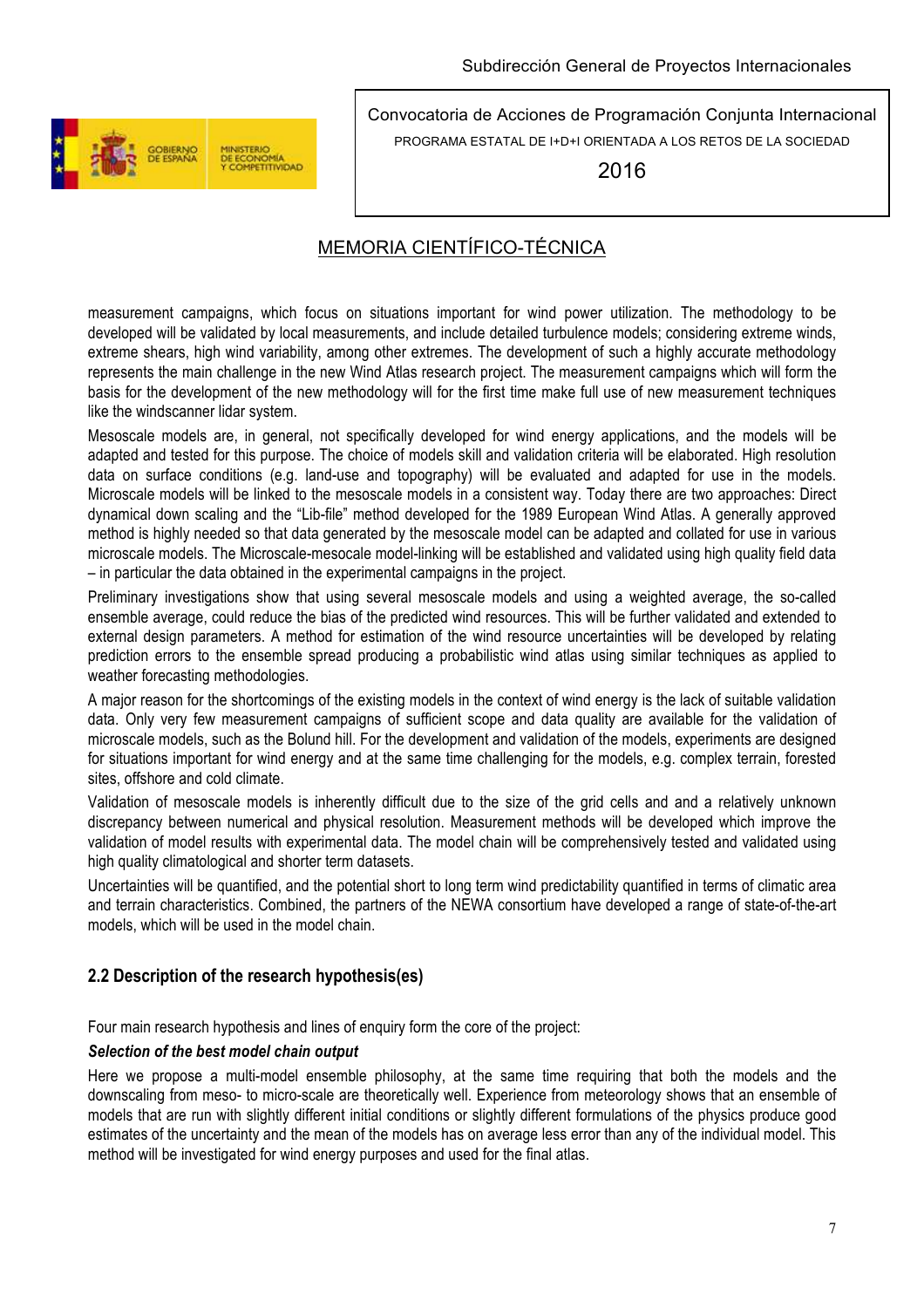measurement campaigns, which focus on situations important for wind power utilization. The methodology to be developed will be validated by local measurements, and include detailed turbulence models; considering extreme winds, extreme shears, high wind variability, among other extremes. The development of such a highly accurate methodology represents the main challenge in the new Wind Atlas research project. The measurement campaigns which will form the basis for the development of the new methodology will for the first time make full use of new measurement techniques like the windscanner lidar system.

Mesoscale models are, in general, not specifically developed for wind energy applications, and the models will be adapted and tested for this purpose. The choice of models skill and validation criteria will be elaborated. High resolution data on surface conditions (e.g. land-use and topography) will be evaluated and adapted for use in the models. Microscale models will be linked to the mesoscale models in a consistent way. Today there are two approaches: Direct dynamical down scaling and the "Lib-file" method developed for the 1989 European Wind Atlas. A generally approved method is highly needed so that data generated by the mesoscale model can be adapted and collated for use in various microscale models. The Microscale-mesocale model-linking will be established and validated using high quality field data – in particular the data obtained in the experimental campaigns in the project.

Preliminary investigations show that using several mesoscale models and using a weighted average, the so-called ensemble average, could reduce the bias of the predicted wind resources. This will be further validated and extended to external design parameters. A method for estimation of the wind resource uncertainties will be developed by relating prediction errors to the ensemble spread producing a probabilistic wind atlas using similar techniques as applied to weather forecasting methodologies.

A major reason for the shortcomings of the existing models in the context of wind energy is the lack of suitable validation data. Only very few measurement campaigns of sufficient scope and data quality are available for the validation of microscale models, such as the Bolund hill. For the development and validation of the models, experiments are designed for situations important for wind energy and at the same time challenging for the models, e.g. complex terrain, forested sites, offshore and cold climate.

Validation of mesoscale models is inherently difficult due to the size of the grid cells and and a relatively unknown discrepancy between numerical and physical resolution. Measurement methods will be developed which improve the validation of model results with experimental data. The model chain will be comprehensively tested and validated using high quality climatological and shorter term datasets.

Uncertainties will be quantified, and the potential short to long term wind predictability quantified in terms of climatic area and terrain characteristics. Combined, the partners of the NEWA consortium have developed a range of state-of-the-art models, which will be used in the model chain.

## 2.2 Description of the research hypothesis(es)

Four main research hypothesis and lines of enquiry form the core of the project:

***Selection of the best model chain output***

Here we propose a multi-model ensemble philosophy, at the same time requiring that both the models and the downscaling from meso- to micro-scale are theoretically well. Experience from meteorology shows that an ensemble of models that are run with slightly different initial conditions or slightly different formulations of the physics produce good estimates of the uncertainty and the mean of the models has on average less error than any of the individual model. This method will be investigated for wind energy purposes and used for the final atlas.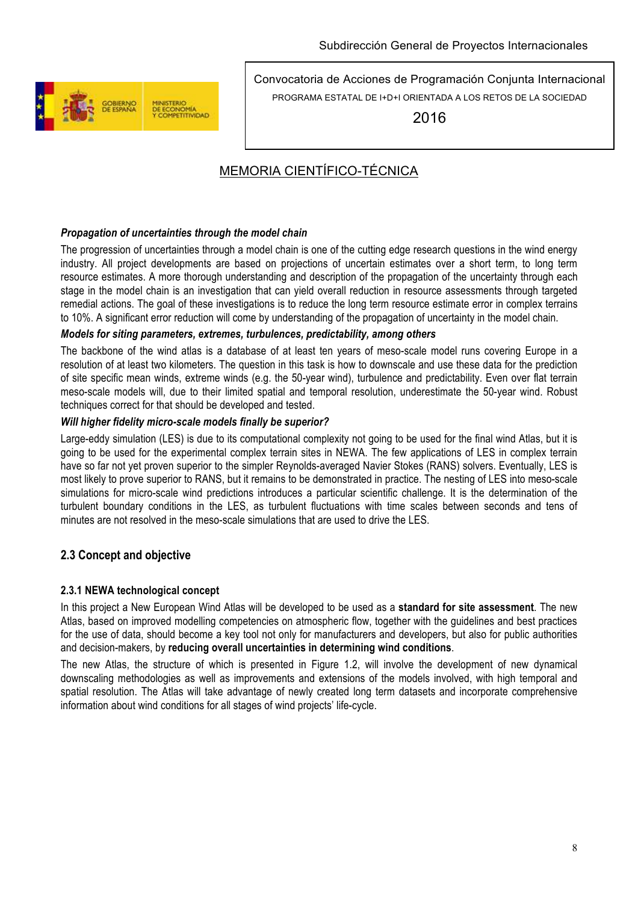***Propagation of uncertainties through the model chain***

The progression of uncertainties through a model chain is one of the cutting edge research questions in the wind energy industry. All project developments are based on projections of uncertain estimates over a short term, to long term resource estimates. A more thorough understanding and description of the propagation of the uncertainty through each stage in the model chain is an investigation that can yield overall reduction in resource assessments through targeted remedial actions. The goal of these investigations is to reduce the long term resource estimate error in complex terrains to 10%. A significant error reduction will come by understanding of the propagation of uncertainty in the model chain.

***Models for siting parameters, extremes, turbulences, predictability, among others***

The backbone of the wind atlas is a database of at least ten years of meso-scale model runs covering Europe in a resolution of at least two kilometers. The question in this task is how to downscale and use these data for the prediction of site specific mean winds, extreme winds (e.g. the 50-year wind), turbulence and predictability. Even over flat terrain meso-scale models will, due to their limited spatial and temporal resolution, underestimate the 50-year wind. Robust techniques correct for that should be developed and tested.

***Will higher fidelity micro-scale models finally be superior?***

Large-eddy simulation (LES) is due to its computational complexity not going to be used for the final wind Atlas, but it is going to be used for the experimental complex terrain sites in NEWA. The few applications of LES in complex terrain have so far not yet proven superior to the simpler Reynolds-averaged Navier Stokes (RANS) solvers. Eventually, LES is most likely to prove superior to RANS, but it remains to be demonstrated in practice. The nesting of LES into meso-scale simulations for micro-scale wind predictions introduces a particular scientific challenge. It is the determination of the turbulent boundary conditions in the LES, as turbulent fluctuations with time scales between seconds and tens of minutes are not resolved in the meso-scale simulations that are used to drive the LES.

## 2.3 Concept and objective

### 2.3.1 NEWA technological concept

In this project a New European Wind Atlas will be developed to be used as a **standard for site assessment**. The new Atlas, based on improved modelling competencies on atmospheric flow, together with the guidelines and best practices for the use of data, should become a key tool not only for manufacturers and developers, but also for public authorities and decision-makers, by **reducing overall uncertainties in determining wind conditions**.

The new Atlas, the structure of which is presented in Figure 1.2, will involve the development of new dynamical downscaling methodologies as well as improvements and extensions of the models involved, with high temporal and spatial resolution. The Atlas will take advantage of newly created long term datasets and incorporate comprehensive information about wind conditions for all stages of wind projects' life-cycle.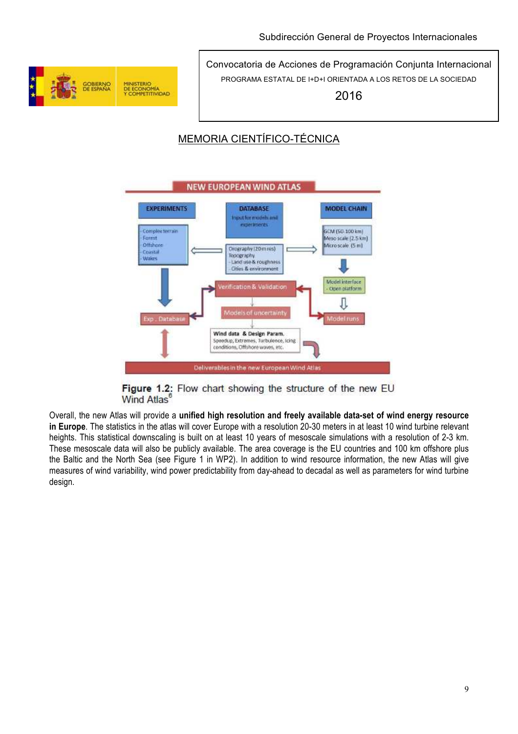**Figure 1.2:** Flow chart showing the structure of the new EU Wind Atlas[6]

Overall, the new Atlas will provide a **unified high resolution and freely available data-set of wind energy resource in Europe**. The statistics in the atlas will cover Europe with a resolution 20-30 meters in at least 10 wind turbine relevant heights. This statistical downscaling is built on at least 10 years of mesoscale simulations with a resolution of 2-3 km. These mesoscale data will also be publicly available. The area coverage is the EU countries and 100 km offshore plus the Baltic and the North Sea (see Figure 1 in WP2). In addition to wind resource information, the new Atlas will give measures of wind variability, wind power predictability from day-ahead to decadal as well as parameters for wind turbine design.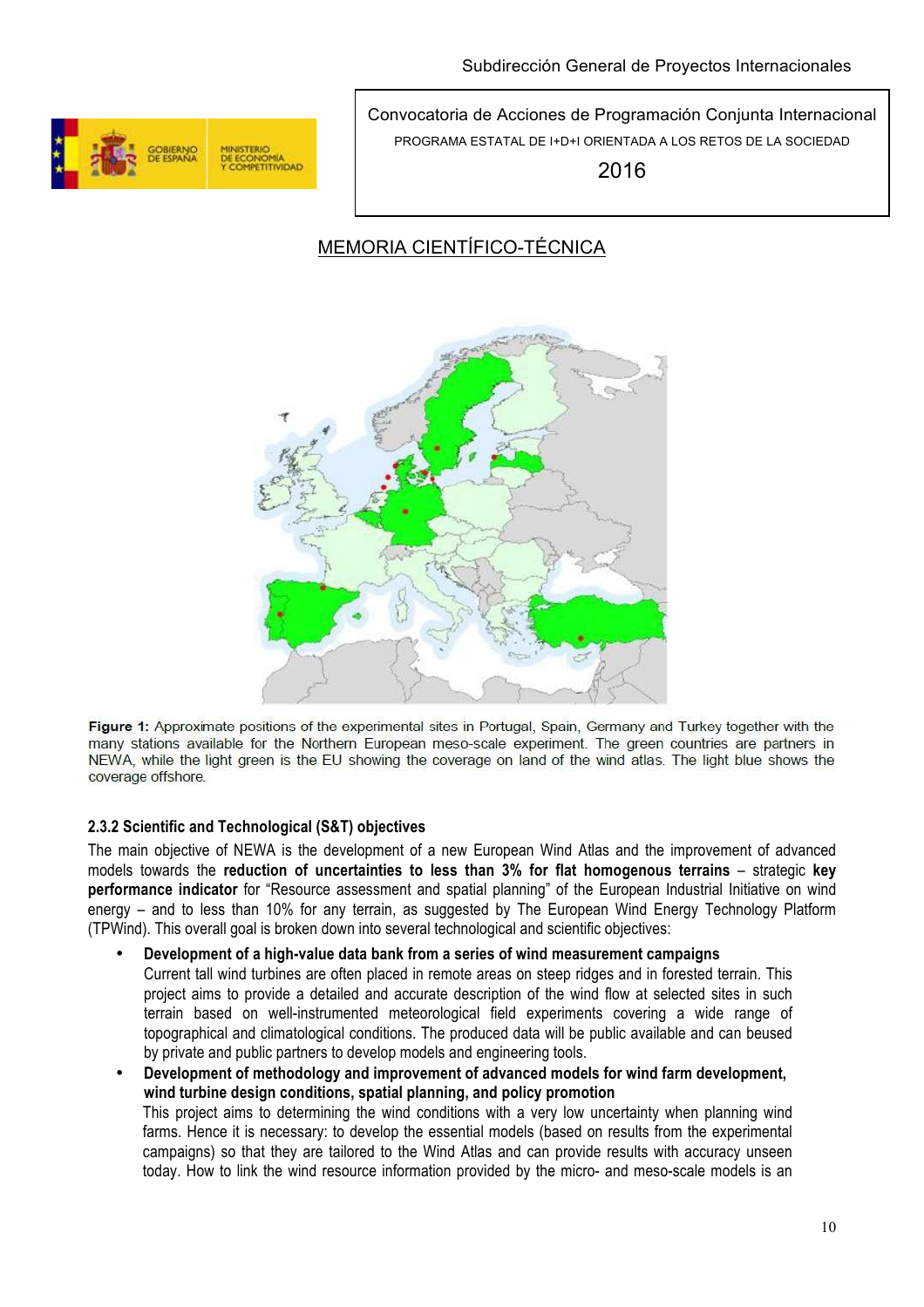MEMORIA CIENTÍFICO-TÉCNICA

**Figure 1:** Approximate positions of the experimental sites in Portugal, Spain, Germany and Turkey together with the many stations available for the Northern European meso-scale experiment. The green countries are partners in NEWA, while the light green is the EU showing the coverage on land of the wind atlas. The light blue shows the coverage offshore.

### 2.3.2 Scientific and Technological (S&T) objectives

The main objective of NEWA is the development of a new European Wind Atlas and the improvement of advanced models towards the **reduction of uncertainties to less than 3% for flat homogenous terrains** – strategic **key performance indicator** for "Resource assessment and spatial planning" of the European Industrial Initiative on wind energy – and to less than 10% for any terrain, as suggested by The European Wind Energy Technology Platform (TPWind). This overall goal is broken down into several technological and scientific objectives:

- **Development of a high-value data bank from a series of wind measurement campaigns**
  Current tall wind turbines are often placed in remote areas on steep ridges and in forested terrain. This project aims to provide a detailed and accurate description of the wind flow at selected sites in such terrain based on well-instrumented meteorological field experiments covering a wide range of topographical and climatological conditions. The produced data will be public available and can beused by private and public partners to develop models and engineering tools.
- **Development of methodology and improvement of advanced models for wind farm development, wind turbine design conditions, spatial planning, and policy promotion**
  This project aims to determining the wind conditions with a very low uncertainty when planning wind farms. Hence it is necessary: to develop the essential models (based on results from the experimental campaigns) so that they are tailored to the Wind Atlas and can provide results with accuracy unseen today. How to link the wind resource information provided by the micro- and meso-scale models is an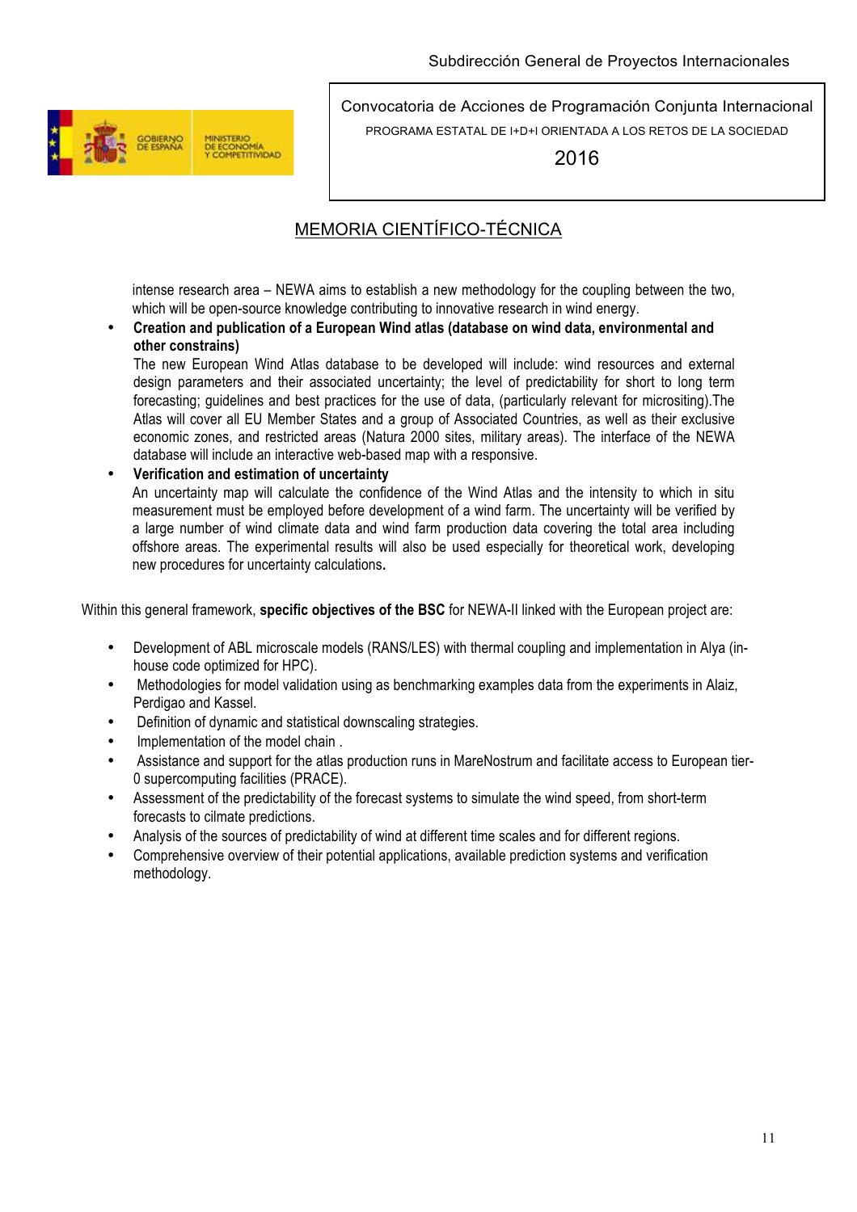intense research area – NEWA aims to establish a new methodology for the coupling between the two, which will be open-source knowledge contributing to innovative research in wind energy.

- **Creation and publication of a European Wind atlas (database on wind data, environmental and other constrains)**
  The new European Wind Atlas database to be developed will include: wind resources and external design parameters and their associated uncertainty; the level of predictability for short to long term forecasting; guidelines and best practices for the use of data, (particularly relevant for micrositing).The Atlas will cover all EU Member States and a group of Associated Countries, as well as their exclusive economic zones, and restricted areas (Natura 2000 sites, military areas). The interface of the NEWA database will include an interactive web-based map with a responsive.
- **Verification and estimation of uncertainty**
  An uncertainty map will calculate the confidence of the Wind Atlas and the intensity to which in situ measurement must be employed before development of a wind farm. The uncertainty will be verified by a large number of wind climate data and wind farm production data covering the total area including offshore areas. The experimental results will also be used especially for theoretical work, developing new procedures for uncertainty calculations**.**

Within this general framework, **specific objectives of the BSC** for NEWA-II linked with the European project are:

- Development of ABL microscale models (RANS/LES) with thermal coupling and implementation in Alya (in-house code optimized for HPC).
- Methodologies for model validation using as benchmarking examples data from the experiments in Alaiz, Perdigao and Kassel.
- Definition of dynamic and statistical downscaling strategies.
- Implementation of the model chain .
- Assistance and support for the atlas production runs in MareNostrum and facilitate access to European tier-0 supercomputing facilities (PRACE).
- Assessment of the predictability of the forecast systems to simulate the wind speed, from short-term forecasts to cilmate predictions.
- Analysis of the sources of predictability of wind at different time scales and for different regions.
- Comprehensive overview of their potential applications, available prediction systems and verification methodology.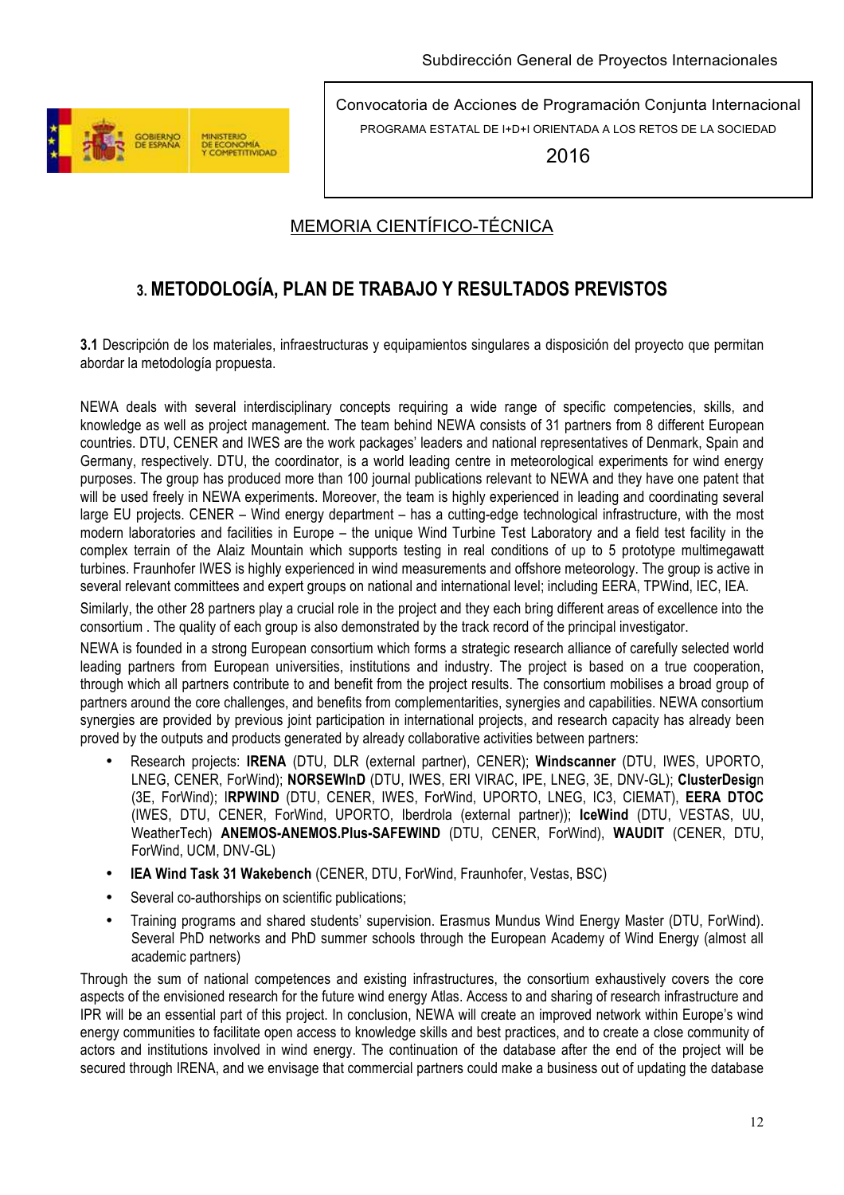Subdirección General de Proyectos Internacionales

Convocatoria de Acciones de Programación Conjunta Internacional
PROGRAMA ESTATAL DE I+D+I ORIENTADA A LOS RETOS DE LA SOCIEDAD
2016

MEMORIA CIENTÍFICO-TÉCNICA

## 3. METODOLOGÍA, PLAN DE TRABAJO Y RESULTADOS PREVISTOS

**3.1** Descripción de los materiales, infraestructuras y equipamientos singulares a disposición del proyecto que permitan abordar la metodología propuesta.

NEWA deals with several interdisciplinary concepts requiring a wide range of specific competencies, skills, and knowledge as well as project management. The team behind NEWA consists of 31 partners from 8 different European countries. DTU, CENER and IWES are the work packages' leaders and national representatives of Denmark, Spain and Germany, respectively. DTU, the coordinator, is a world leading centre in meteorological experiments for wind energy purposes. The group has produced more than 100 journal publications relevant to NEWA and they have one patent that will be used freely in NEWA experiments. Moreover, the team is highly experienced in leading and coordinating several large EU projects. CENER – Wind energy department – has a cutting-edge technological infrastructure, with the most modern laboratories and facilities in Europe – the unique Wind Turbine Test Laboratory and a field test facility in the complex terrain of the Alaiz Mountain which supports testing in real conditions of up to 5 prototype multimegawatt turbines. Fraunhofer IWES is highly experienced in wind measurements and offshore meteorology. The group is active in several relevant committees and expert groups on national and international level; including EERA, TPWind, IEC, IEA.

Similarly, the other 28 partners play a crucial role in the project and they each bring different areas of excellence into the consortium . The quality of each group is also demonstrated by the track record of the principal investigator.

NEWA is founded in a strong European consortium which forms a strategic research alliance of carefully selected world leading partners from European universities, institutions and industry. The project is based on a true cooperation, through which all partners contribute to and benefit from the project results. The consortium mobilises a broad group of partners around the core challenges, and benefits from complementarities, synergies and capabilities. NEWA consortium synergies are provided by previous joint participation in international projects, and research capacity has already been proved by the outputs and products generated by already collaborative activities between partners:

- Research projects: **IRENA** (DTU, DLR (external partner), CENER); **Windscanner** (DTU, IWES, UPORTO, LNEG, CENER, ForWind); **NORSEWInD** (DTU, IWES, ERI VIRAC, IPE, LNEG, 3E, DNV-GL); **ClusterDesig**n (3E, ForWind); I**RPWIND** (DTU, CENER, IWES, ForWind, UPORTO, LNEG, IC3, CIEMAT), **EERA DTOC** (IWES, DTU, CENER, ForWind, UPORTO, Iberdrola (external partner)); **IceWind** (DTU, VESTAS, UU, WeatherTech) **ANEMOS-ANEMOS.Plus-SAFEWIND** (DTU, CENER, ForWind), **WAUDIT** (CENER, DTU, ForWind, UCM, DNV-GL)
- **IEA Wind Task 31 Wakebench** (CENER, DTU, ForWind, Fraunhofer, Vestas, BSC)
- Several co-authorships on scientific publications;
- Training programs and shared students' supervision. Erasmus Mundus Wind Energy Master (DTU, ForWind). Several PhD networks and PhD summer schools through the European Academy of Wind Energy (almost all academic partners)

Through the sum of national competences and existing infrastructures, the consortium exhaustively covers the core aspects of the envisioned research for the future wind energy Atlas. Access to and sharing of research infrastructure and IPR will be an essential part of this project. In conclusion, NEWA will create an improved network within Europe's wind energy communities to facilitate open access to knowledge skills and best practices, and to create a close community of actors and institutions involved in wind energy. The continuation of the database after the end of the project will be secured through IRENA, and we envisage that commercial partners could make a business out of updating the database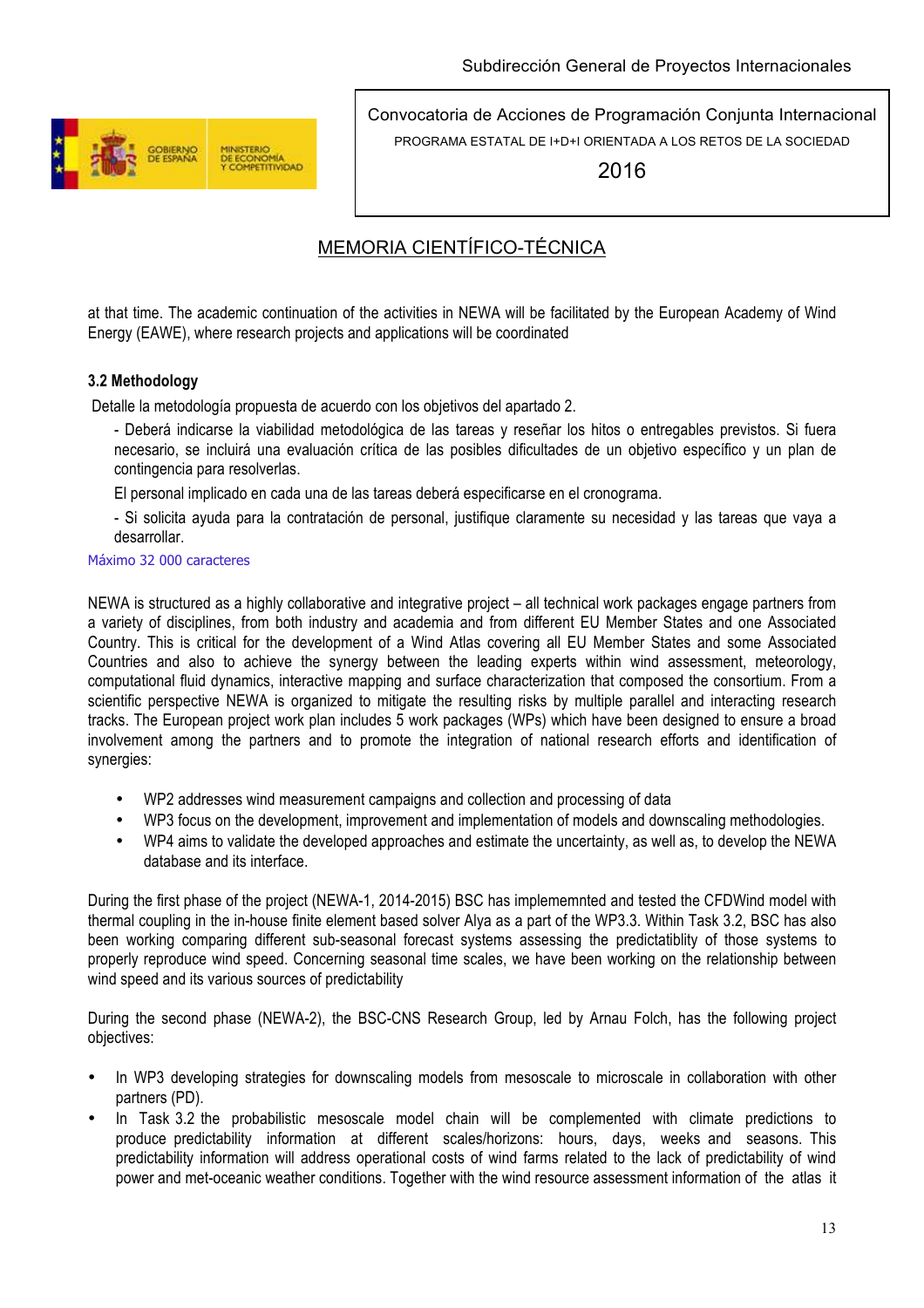at that time. The academic continuation of the activities in NEWA will be facilitated by the European Academy of Wind Energy (EAWE), where research projects and applications will be coordinated

### 3.2 Methodology

Detalle la metodología propuesta de acuerdo con los objetivos del apartado 2.

- Deberá indicarse la viabilidad metodológica de las tareas y reseñar los hitos o entregables previstos. Si fuera necesario, se incluirá una evaluación crítica de las posibles dificultades de un objetivo específico y un plan de contingencia para resolverlas.

El personal implicado en cada una de las tareas deberá especificarse en el cronograma.

- Si solicita ayuda para la contratación de personal, justifique claramente su necesidad y las tareas que vaya a desarrollar.

Máximo 32 000 caracteres

NEWA is structured as a highly collaborative and integrative project – all technical work packages engage partners from a variety of disciplines, from both industry and academia and from different EU Member States and one Associated Country. This is critical for the development of a Wind Atlas covering all EU Member States and some Associated Countries and also to achieve the synergy between the leading experts within wind assessment, meteorology, computational fluid dynamics, interactive mapping and surface characterization that composed the consortium. From a scientific perspective NEWA is organized to mitigate the resulting risks by multiple parallel and interacting research tracks. The European project work plan includes 5 work packages (WPs) which have been designed to ensure a broad involvement among the partners and to promote the integration of national research efforts and identification of synergies:

- WP2 addresses wind measurement campaigns and collection and processing of data
- WP3 focus on the development, improvement and implementation of models and downscaling methodologies.
- WP4 aims to validate the developed approaches and estimate the uncertainty, as well as, to develop the NEWA database and its interface.

During the first phase of the project (NEWA-1, 2014-2015) BSC has implememnted and tested the CFDWind model with thermal coupling in the in-house finite element based solver Alya as a part of the WP3.3. Within Task 3.2, BSC has also been working comparing different sub-seasonal forecast systems assessing the predictatiblity of those systems to properly reproduce wind speed. Concerning seasonal time scales, we have been working on the relationship between wind speed and its various sources of predictability

During the second phase (NEWA-2), the BSC-CNS Research Group, led by Arnau Folch, has the following project objectives:

- In WP3 developing strategies for downscaling models from mesoscale to microscale in collaboration with other partners (PD).
- In Task 3.2 the probabilistic mesoscale model chain will be complemented with climate predictions to produce predictability information at different scales/horizons: hours, days, weeks and seasons. This predictability information will address operational costs of wind farms related to the lack of predictability of wind power and met-oceanic weather conditions. Together with the wind resource assessment information of the atlas it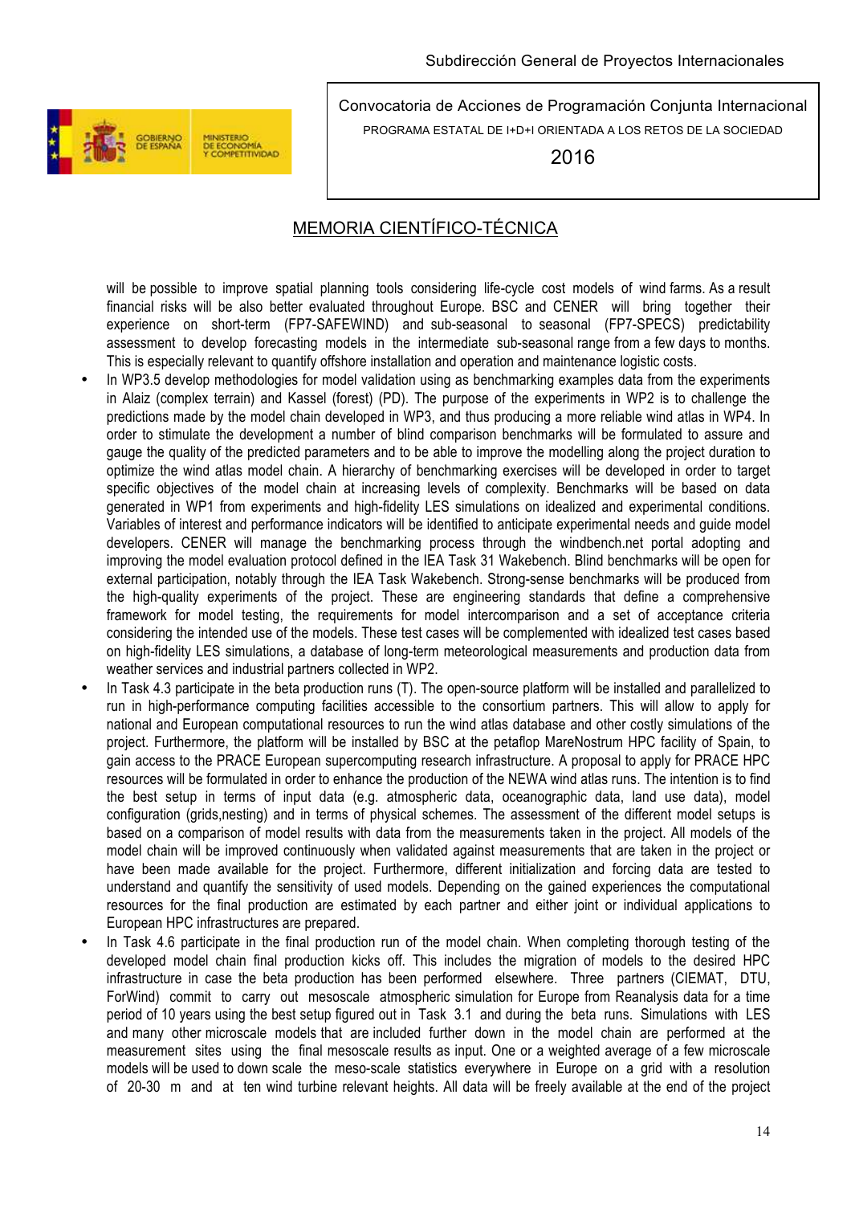will be possible to improve spatial planning tools considering life-cycle cost models of wind farms. As a result financial risks will be also better evaluated throughout Europe. BSC and CENER will bring together their experience on short-term (FP7-SAFEWIND) and sub-seasonal to seasonal (FP7-SPECS) predictability assessment to develop forecasting models in the intermediate sub-seasonal range from a few days to months. This is especially relevant to quantify offshore installation and operation and maintenance logistic costs.

- In WP3.5 develop methodologies for model validation using as benchmarking examples data from the experiments in Alaiz (complex terrain) and Kassel (forest) (PD). The purpose of the experiments in WP2 is to challenge the predictions made by the model chain developed in WP3, and thus producing a more reliable wind atlas in WP4. In order to stimulate the development a number of blind comparison benchmarks will be formulated to assure and gauge the quality of the predicted parameters and to be able to improve the modelling along the project duration to optimize the wind atlas model chain. A hierarchy of benchmarking exercises will be developed in order to target specific objectives of the model chain at increasing levels of complexity. Benchmarks will be based on data generated in WP1 from experiments and high-fidelity LES simulations on idealized and experimental conditions. Variables of interest and performance indicators will be identified to anticipate experimental needs and guide model developers. CENER will manage the benchmarking process through the windbench.net portal adopting and improving the model evaluation protocol defined in the IEA Task 31 Wakebench. Blind benchmarks will be open for external participation, notably through the IEA Task Wakebench. Strong-sense benchmarks will be produced from the high-quality experiments of the project. These are engineering standards that define a comprehensive framework for model testing, the requirements for model intercomparison and a set of acceptance criteria considering the intended use of the models. These test cases will be complemented with idealized test cases based on high-fidelity LES simulations, a database of long-term meteorological measurements and production data from weather services and industrial partners collected in WP2.
- In Task 4.3 participate in the beta production runs (T). The open-source platform will be installed and parallelized to run in high-performance computing facilities accessible to the consortium partners. This will allow to apply for national and European computational resources to run the wind atlas database and other costly simulations of the project. Furthermore, the platform will be installed by BSC at the petaflop MareNostrum HPC facility of Spain, to gain access to the PRACE European supercomputing research infrastructure. A proposal to apply for PRACE HPC resources will be formulated in order to enhance the production of the NEWA wind atlas runs. The intention is to find the best setup in terms of input data (e.g. atmospheric data, oceanographic data, land use data), model configuration (grids,nesting) and in terms of physical schemes. The assessment of the different model setups is based on a comparison of model results with data from the measurements taken in the project. All models of the model chain will be improved continuously when validated against measurements that are taken in the project or have been made available for the project. Furthermore, different initialization and forcing data are tested to understand and quantify the sensitivity of used models. Depending on the gained experiences the computational resources for the final production are estimated by each partner and either joint or individual applications to European HPC infrastructures are prepared.
- In Task 4.6 participate in the final production run of the model chain. When completing thorough testing of the developed model chain final production kicks off. This includes the migration of models to the desired HPC infrastructure in case the beta production has been performed elsewhere. Three partners (CIEMAT, DTU, ForWind) commit to carry out mesoscale atmospheric simulation for Europe from Reanalysis data for a time period of 10 years using the best setup figured out in Task 3.1 and during the beta runs. Simulations with LES and many other microscale models that are included further down in the model chain are performed at the measurement sites using the final mesoscale results as input. One or a weighted average of a few microscale models will be used to down scale the meso-scale statistics everywhere in Europe on a grid with a resolution of 20-30 m and at ten wind turbine relevant heights. All data will be freely available at the end of the project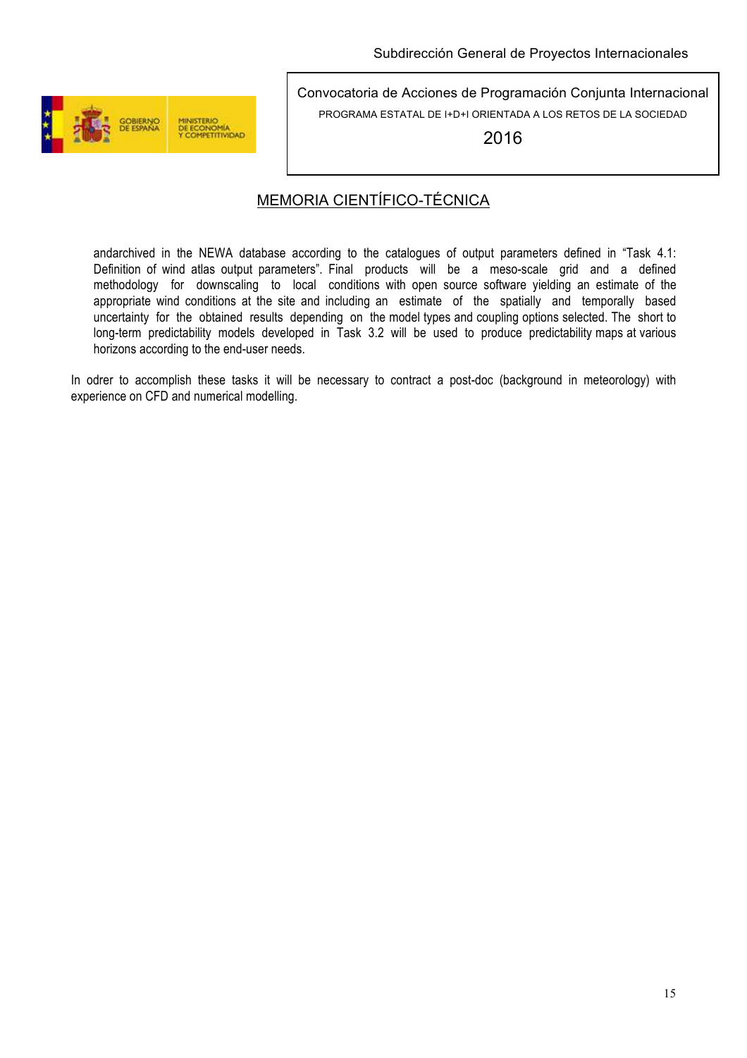andarchived in the NEWA database according to the catalogues of output parameters defined in "Task 4.1: Definition of wind atlas output parameters". Final products will be a meso-scale grid and a defined methodology for downscaling to local conditions with open source software yielding an estimate of the appropriate wind conditions at the site and including an estimate of the spatially and temporally based uncertainty for the obtained results depending on the model types and coupling options selected. The short to long-term predictability models developed in Task 3.2 will be used to produce predictability maps at various horizons according to the end-user needs.

In odrer to accomplish these tasks it will be necessary to contract a post-doc (background in meteorology) with experience on CFD and numerical modelling.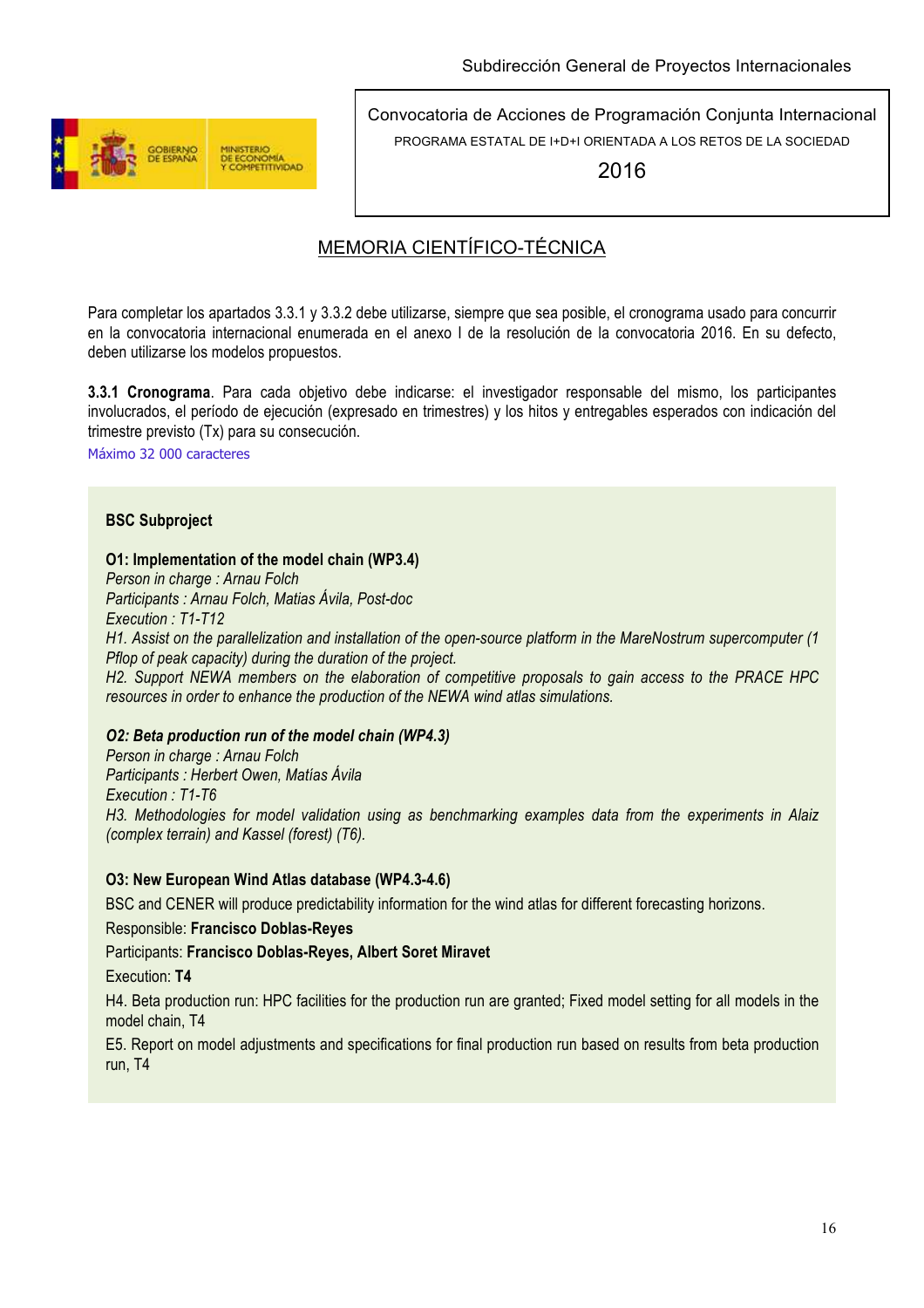Convocatoria de Acciones de Programación Conjunta Internacional

PROGRAMA ESTATAL DE I+D+I ORIENTADA A LOS RETOS DE LA SOCIEDAD

2016

## MEMORIA CIENTÍFICO-TÉCNICA

Para completar los apartados 3.3.1 y 3.3.2 debe utilizarse, siempre que sea posible, el cronograma usado para concurrir en la convocatoria internacional enumerada en el anexo I de la resolución de la convocatoria 2016. En su defecto, deben utilizarse los modelos propuestos.

**3.3.1 Cronograma**. Para cada objetivo debe indicarse: el investigador responsable del mismo, los participantes involucrados, el período de ejecución (expresado en trimestres) y los hitos y entregables esperados con indicación del trimestre previsto (Tx) para su consecución.

Máximo 32 000 caracteres

**BSC Subproject**

**O1: Implementation of the model chain (WP3.4)**
*Person in charge : Arnau Folch*
*Participants : Arnau Folch, Matias Ávila, Post-doc*
*Execution : T1-T12*
*H1. Assist on the parallelization and installation of the open-source platform in the MareNostrum supercomputer (1 Pflop of peak capacity) during the duration of the project.*
*H2. Support NEWA members on the elaboration of competitive proposals to gain access to the PRACE HPC resources in order to enhance the production of the NEWA wind atlas simulations.*

***O2: Beta production run of the model chain (WP4.3)***
*Person in charge : Arnau Folch*
*Participants : Herbert Owen, Matías Ávila*
*Execution : T1-T6*
*H3. Methodologies for model validation using as benchmarking examples data from the experiments in Alaiz (complex terrain) and Kassel (forest) (T6).*

**O3: New European Wind Atlas database (WP4.3-4.6)**

BSC and CENER will produce predictability information for the wind atlas for different forecasting horizons.

Responsible: **Francisco Doblas-Reyes**

Participants: **Francisco Doblas-Reyes, Albert Soret Miravet**

Execution: **T4**

H4. Beta production run: HPC facilities for the production run are granted; Fixed model setting for all models in the model chain, T4

E5. Report on model adjustments and specifications for final production run based on results from beta production run, T4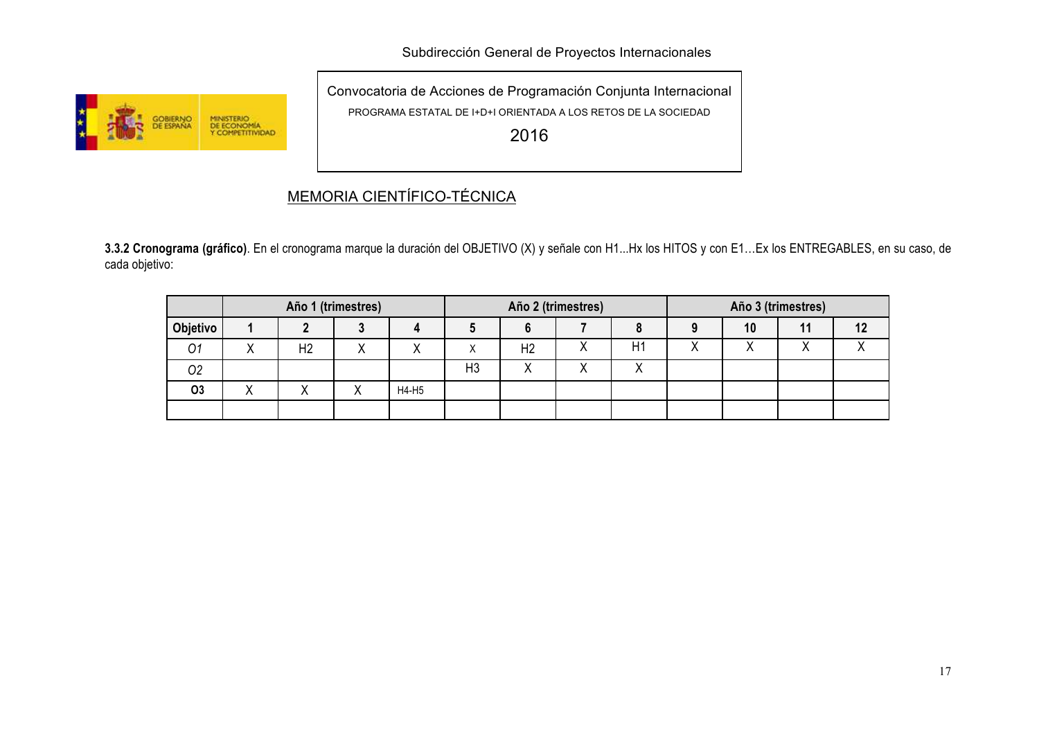MEMORIA CIENTÍFICO-TÉCNICA

**3.3.2 Cronograma (gráfico)**. En el cronograma marque la duración del OBJETIVO (X) y señale con H1...Hx los HITOS y con E1…Ex los ENTREGABLES, en su caso, de cada objetivo:

| | Año 1 (trimestres) | | | | Año 2 (trimestres) | | | | Año 3 (trimestres) | | | |
|---|---|---|---|---|---|---|---|---|---|---|---|---|
| **Objetivo** | **1** | **2** | **3** | **4** | **5** | **6** | **7** | **8** | **9** | **10** | **11** | **12** |
| *O1* | X | H2 | X | X | X | H2 | X | H1 | X | X | X | X |
| *O2* | | | | | H3 | X | X | X | | | | |
| **O3** | X | X | X | H4-H5 | | | | | | | | |
| | | | | | | | | | | | | |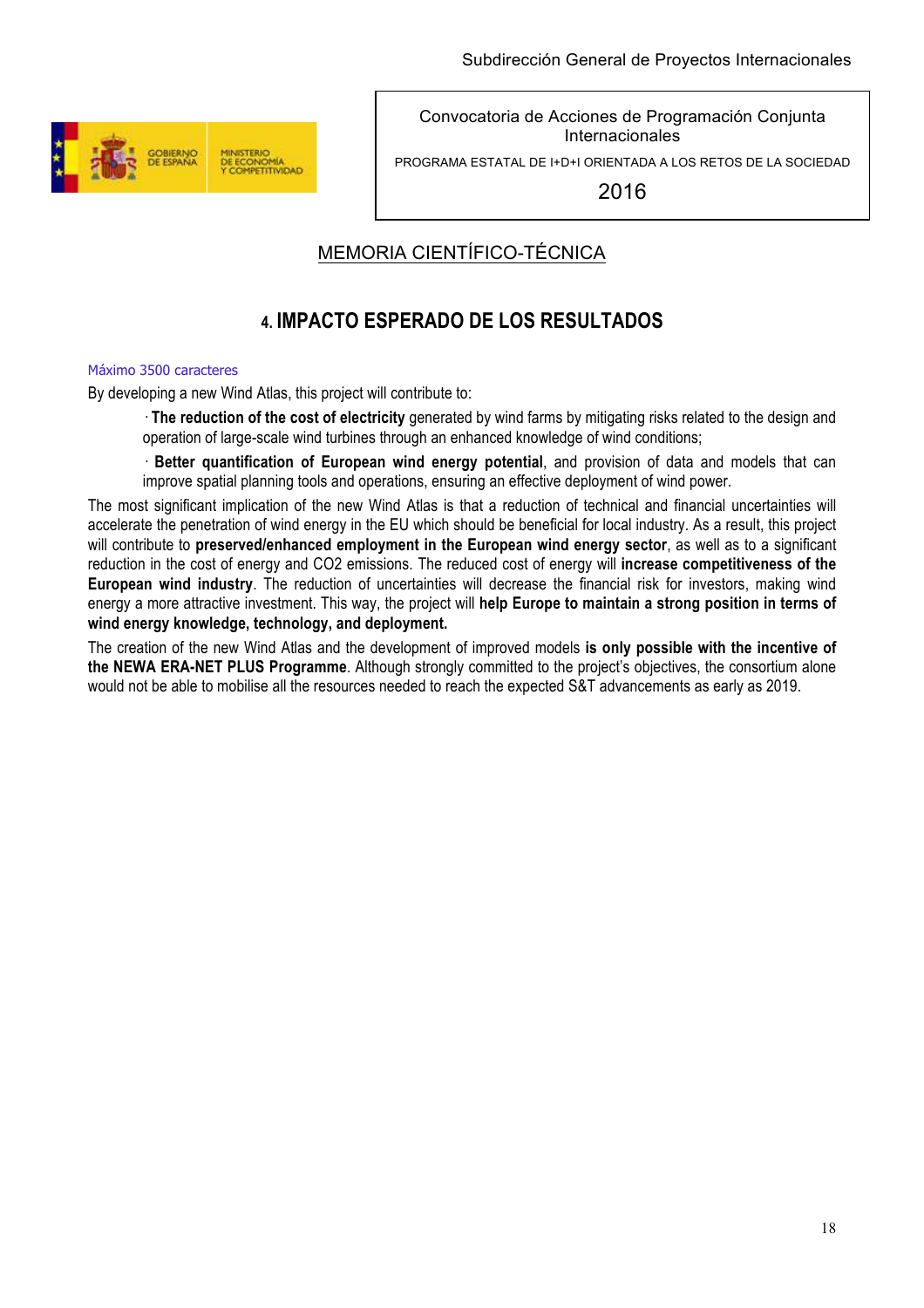Subdirección General de Proyectos Internacionales

Convocatoria de Acciones de Programación Conjunta Internacionales

PROGRAMA ESTATAL DE I+D+I ORIENTADA A LOS RETOS DE LA SOCIEDAD

2016

MEMORIA CIENTÍFICO-TÉCNICA

# 4. IMPACTO ESPERADO DE LOS RESULTADOS

Máximo 3500 caracteres

By developing a new Wind Atlas, this project will contribute to:

- **The reduction of the cost of electricity** generated by wind farms by mitigating risks related to the design and operation of large-scale wind turbines through an enhanced knowledge of wind conditions;
- **Better quantification of European wind energy potential**, and provision of data and models that can improve spatial planning tools and operations, ensuring an effective deployment of wind power.

The most significant implication of the new Wind Atlas is that a reduction of technical and financial uncertainties will accelerate the penetration of wind energy in the EU which should be beneficial for local industry. As a result, this project will contribute to **preserved/enhanced employment in the European wind energy sector**, as well as to a significant reduction in the cost of energy and CO2 emissions. The reduced cost of energy will **increase competitiveness of the European wind industry**. The reduction of uncertainties will decrease the financial risk for investors, making wind energy a more attractive investment. This way, the project will **help Europe to maintain a strong position in terms of wind energy knowledge, technology, and deployment.**

The creation of the new Wind Atlas and the development of improved models **is only possible with the incentive of the NEWA ERA-NET PLUS Programme**. Although strongly committed to the project's objectives, the consortium alone would not be able to mobilise all the resources needed to reach the expected S&T advancements as early as 2019.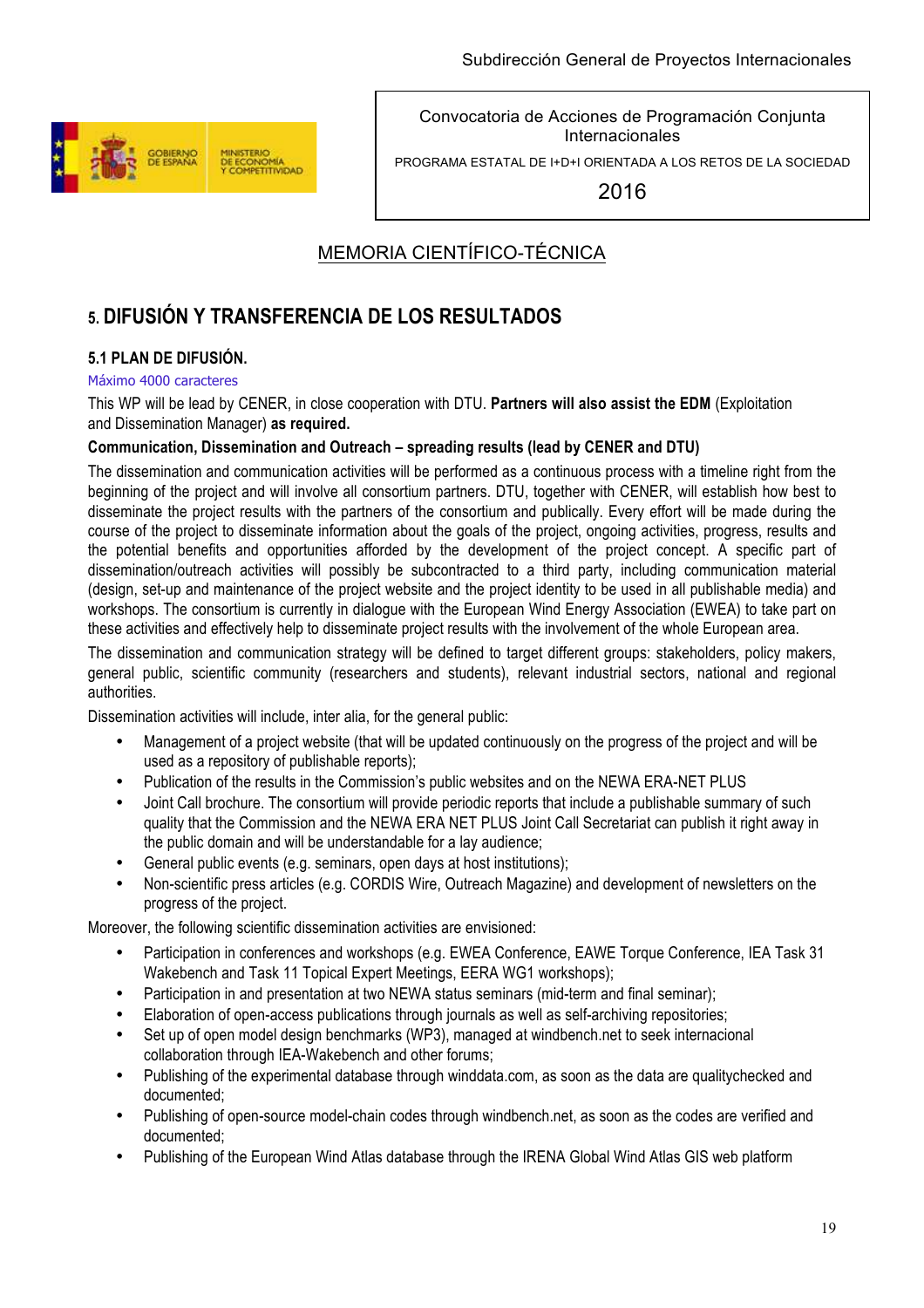Subdirección General de Proyectos Internacionales

Convocatoria de Acciones de Programación Conjunta Internacionales

PROGRAMA ESTATAL DE I+D+I ORIENTADA A LOS RETOS DE LA SOCIEDAD

2016

MEMORIA CIENTÍFICO-TÉCNICA

# 5. DIFUSIÓN Y TRANSFERENCIA DE LOS RESULTADOS

## 5.1 PLAN DE DIFUSIÓN.

Máximo 4000 caracteres

This WP will be lead by CENER, in close cooperation with DTU. **Partners will also assist the EDM** (Exploitation and Dissemination Manager) **as required.**

**Communication, Dissemination and Outreach – spreading results (lead by CENER and DTU)**

The dissemination and communication activities will be performed as a continuous process with a timeline right from the beginning of the project and will involve all consortium partners. DTU, together with CENER, will establish how best to disseminate the project results with the partners of the consortium and publically. Every effort will be made during the course of the project to disseminate information about the goals of the project, ongoing activities, progress, results and the potential benefits and opportunities afforded by the development of the project concept. A specific part of dissemination/outreach activities will possibly be subcontracted to a third party, including communication material (design, set-up and maintenance of the project website and the project identity to be used in all publishable media) and workshops. The consortium is currently in dialogue with the European Wind Energy Association (EWEA) to take part on these activities and effectively help to disseminate project results with the involvement of the whole European area.

The dissemination and communication strategy will be defined to target different groups: stakeholders, policy makers, general public, scientific community (researchers and students), relevant industrial sectors, national and regional authorities.

Dissemination activities will include, inter alia, for the general public:

- Management of a project website (that will be updated continuously on the progress of the project and will be used as a repository of publishable reports);
- Publication of the results in the Commission's public websites and on the NEWA ERA-NET PLUS
- Joint Call brochure. The consortium will provide periodic reports that include a publishable summary of such quality that the Commission and the NEWA ERA NET PLUS Joint Call Secretariat can publish it right away in the public domain and will be understandable for a lay audience;
- General public events (e.g. seminars, open days at host institutions);
- Non-scientific press articles (e.g. CORDIS Wire, Outreach Magazine) and development of newsletters on the progress of the project.

Moreover, the following scientific dissemination activities are envisioned:

- Participation in conferences and workshops (e.g. EWEA Conference, EAWE Torque Conference, IEA Task 31 Wakebench and Task 11 Topical Expert Meetings, EERA WG1 workshops);
- Participation in and presentation at two NEWA status seminars (mid-term and final seminar);
- Elaboration of open-access publications through journals as well as self-archiving repositories;
- Set up of open model design benchmarks (WP3), managed at windbench.net to seek internacional collaboration through IEA-Wakebench and other forums;
- Publishing of the experimental database through winddata.com, as soon as the data are qualitychecked and documented;
- Publishing of open-source model-chain codes through windbench.net, as soon as the codes are verified and documented;
- Publishing of the European Wind Atlas database through the IRENA Global Wind Atlas GIS web platform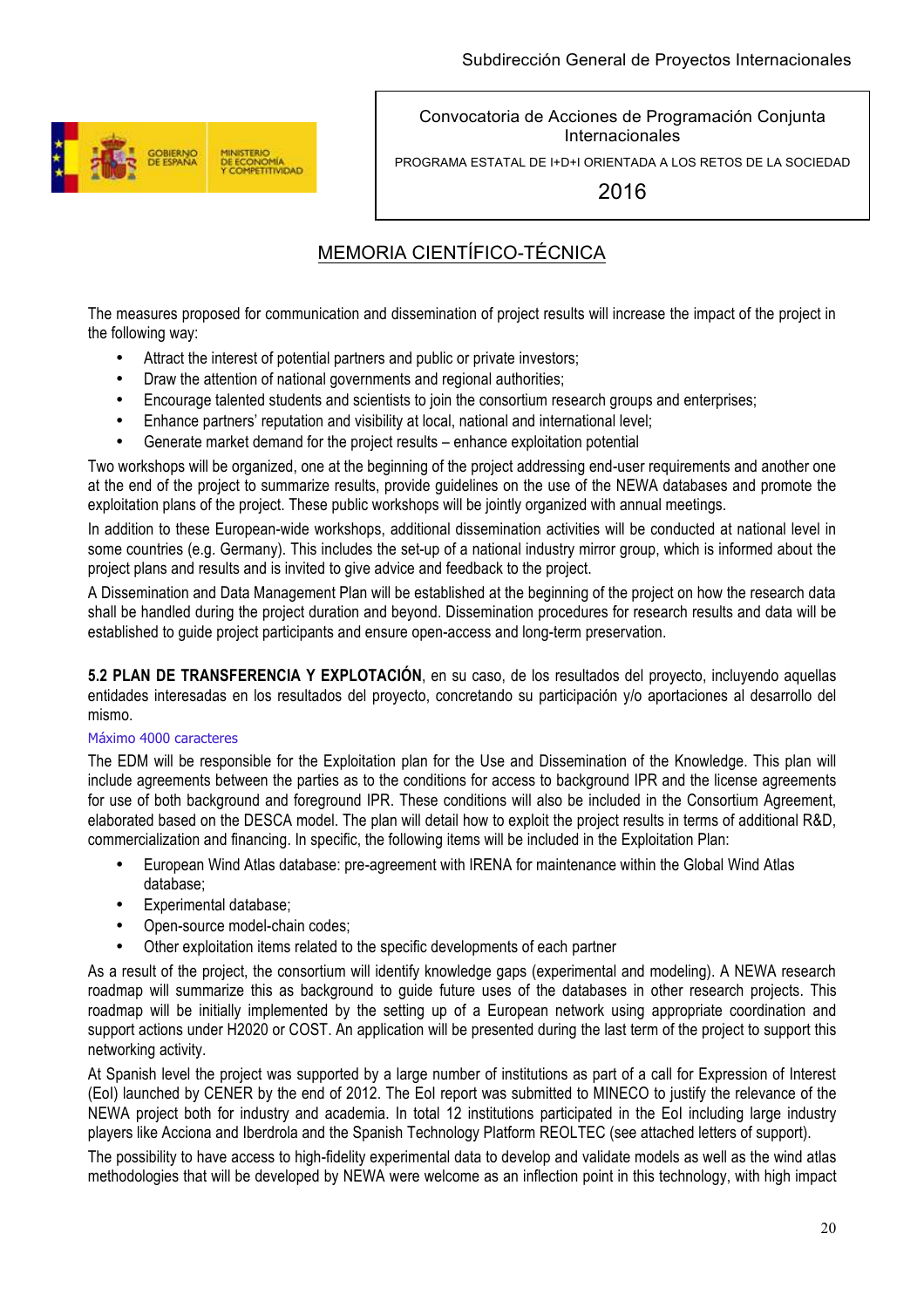The measures proposed for communication and dissemination of project results will increase the impact of the project in the following way:

- Attract the interest of potential partners and public or private investors;
- Draw the attention of national governments and regional authorities;
- Encourage talented students and scientists to join the consortium research groups and enterprises;
- Enhance partners' reputation and visibility at local, national and international level;
- Generate market demand for the project results – enhance exploitation potential

Two workshops will be organized, one at the beginning of the project addressing end-user requirements and another one at the end of the project to summarize results, provide guidelines on the use of the NEWA databases and promote the exploitation plans of the project. These public workshops will be jointly organized with annual meetings.

In addition to these European-wide workshops, additional dissemination activities will be conducted at national level in some countries (e.g. Germany). This includes the set-up of a national industry mirror group, which is informed about the project plans and results and is invited to give advice and feedback to the project.

A Dissemination and Data Management Plan will be established at the beginning of the project on how the research data shall be handled during the project duration and beyond. Dissemination procedures for research results and data will be established to guide project participants and ensure open-access and long-term preservation.

**5.2 PLAN DE TRANSFERENCIA Y EXPLOTACIÓN**, en su caso, de los resultados del proyecto, incluyendo aquellas entidades interesadas en los resultados del proyecto, concretando su participación y/o aportaciones al desarrollo del mismo.

Máximo 4000 caracteres

The EDM will be responsible for the Exploitation plan for the Use and Dissemination of the Knowledge. This plan will include agreements between the parties as to the conditions for access to background IPR and the license agreements for use of both background and foreground IPR. These conditions will also be included in the Consortium Agreement, elaborated based on the DESCA model. The plan will detail how to exploit the project results in terms of additional R&D, commercialization and financing. In specific, the following items will be included in the Exploitation Plan:

- European Wind Atlas database: pre-agreement with IRENA for maintenance within the Global Wind Atlas database;
- Experimental database;
- Open-source model-chain codes;
- Other exploitation items related to the specific developments of each partner

As a result of the project, the consortium will identify knowledge gaps (experimental and modeling). A NEWA research roadmap will summarize this as background to guide future uses of the databases in other research projects. This roadmap will be initially implemented by the setting up of a European network using appropriate coordination and support actions under H2020 or COST. An application will be presented during the last term of the project to support this networking activity.

At Spanish level the project was supported by a large number of institutions as part of a call for Expression of Interest (EoI) launched by CENER by the end of 2012. The EoI report was submitted to MINECO to justify the relevance of the NEWA project both for industry and academia. In total 12 institutions participated in the EoI including large industry players like Acciona and Iberdrola and the Spanish Technology Platform REOLTEC (see attached letters of support).

The possibility to have access to high-fidelity experimental data to develop and validate models as well as the wind atlas methodologies that will be developed by NEWA were welcome as an inflection point in this technology, with high impact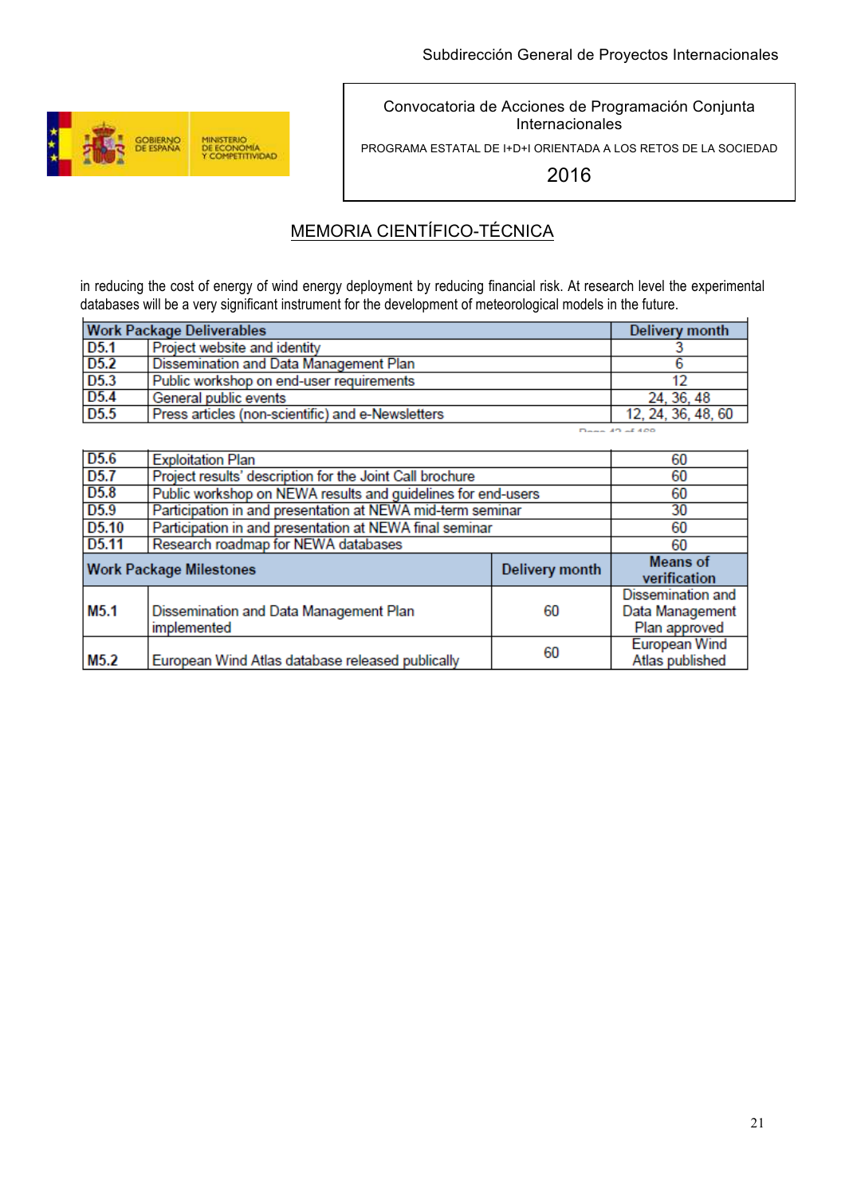in reducing the cost of energy of wind energy deployment by reducing financial risk. At research level the experimental databases will be a very significant instrument for the development of meteorological models in the future.

| Work Package Deliverables | | Delivery month |
|---|---|---|
| D5.1 | Project website and identity | 3 |
| D5.2 | Dissemination and Data Management Plan | 6 |
| D5.3 | Public workshop on end-user requirements | 12 |
| D5.4 | General public events | 24, 36, 48 |
| D5.5 | Press articles (non-scientific) and e-Newsletters | 12, 24, 36, 48, 60 |
| D5.6 | Exploitation Plan | 60 |
| D5.7 | Project results' description for the Joint Call brochure | 60 |
| D5.8 | Public workshop on NEWA results and guidelines for end-users | 60 |
| D5.9 | Participation in and presentation at NEWA mid-term seminar | 30 |
| D5.10 | Participation in and presentation at NEWA final seminar | 60 |
| D5.11 | Research roadmap for NEWA databases | 60 |

| Work Package Milestones | | Delivery month | Means of verification |
|---|---|---|---|
| M5.1 | Dissemination and Data Management Plan implemented | 60 | Dissemination and Data Management Plan approved |
| M5.2 | European Wind Atlas database released publically | 60 | European Wind Atlas published |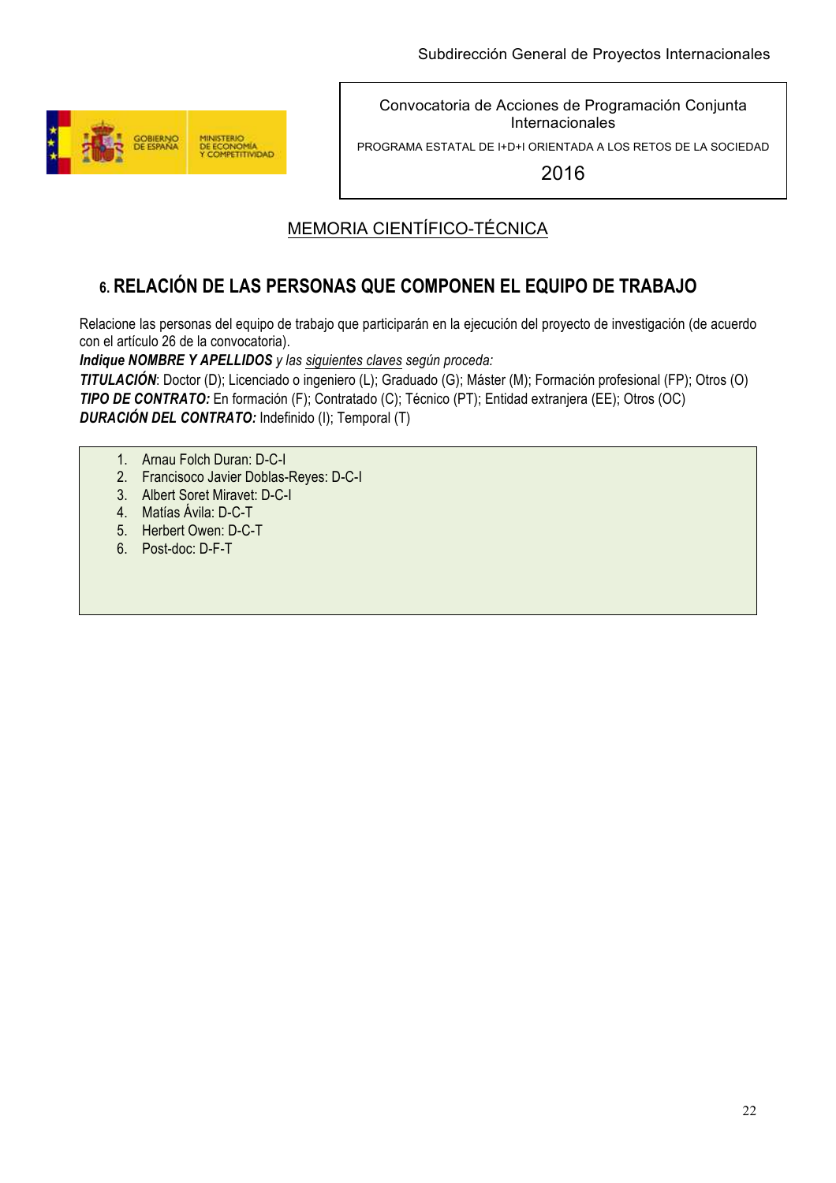Subdirección General de Proyectos Internacionales

GOBIERNO DE ESPAÑA — MINISTERIO DE ECONOMÍA Y COMPETITIVIDAD

Convocatoria de Acciones de Programación Conjunta Internacionales

PROGRAMA ESTATAL DE I+D+I ORIENTADA A LOS RETOS DE LA SOCIEDAD

2016

MEMORIA CIENTÍFICO-TÉCNICA

## 6. RELACIÓN DE LAS PERSONAS QUE COMPONEN EL EQUIPO DE TRABAJO

Relacione las personas del equipo de trabajo que participarán en la ejecución del proyecto de investigación (de acuerdo con el artículo 26 de la convocatoria).

***Indique NOMBRE Y APELLIDOS*** *y las siguientes claves según proceda:*

***TITULACIÓN***: Doctor (D); Licenciado o ingeniero (L); Graduado (G); Máster (M); Formación profesional (FP); Otros (O)

***TIPO DE CONTRATO:*** En formación (F); Contratado (C); Técnico (PT); Entidad extranjera (EE); Otros (OC)

***DURACIÓN DEL CONTRATO:*** Indefinido (I); Temporal (T)

1. Arnau Folch Duran: D-C-I
2. Francisoco Javier Doblas-Reyes: D-C-I
3. Albert Soret Miravet: D-C-I
4. Matías Ávila: D-C-T
5. Herbert Owen: D-C-T
6. Post-doc: D-F-T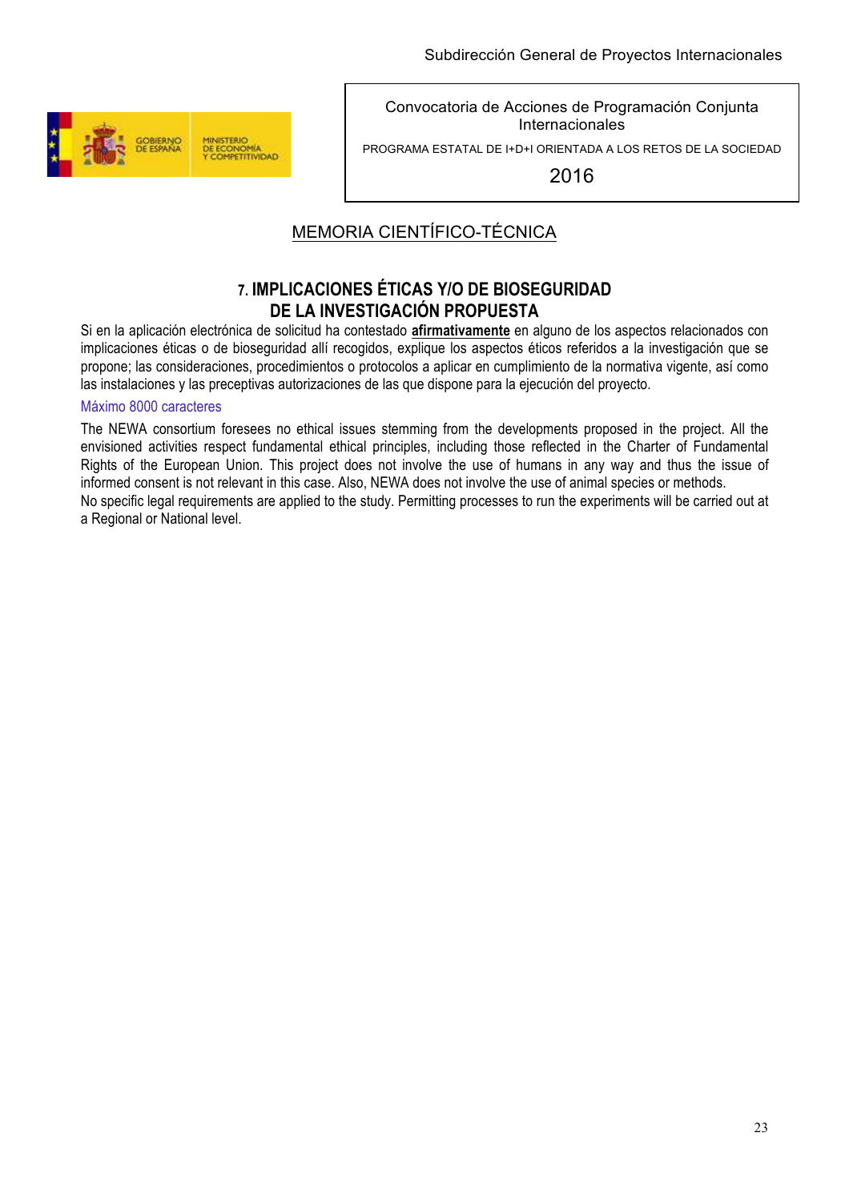Convocatoria de Acciones de Programación Conjunta Internacionales

PROGRAMA ESTATAL DE I+D+I ORIENTADA A LOS RETOS DE LA SOCIEDAD

2016

MEMORIA CIENTÍFICO-TÉCNICA

## 7. IMPLICACIONES ÉTICAS Y/O DE BIOSEGURIDAD DE LA INVESTIGACIÓN PROPUESTA

Si en la aplicación electrónica de solicitud ha contestado **afirmativamente** en alguno de los aspectos relacionados con implicaciones éticas o de bioseguridad allí recogidos, explique los aspectos éticos referidos a la investigación que se propone; las consideraciones, procedimientos o protocolos a aplicar en cumplimiento de la normativa vigente, así como las instalaciones y las preceptivas autorizaciones de las que dispone para la ejecución del proyecto.

Máximo 8000 caracteres

The NEWA consortium foresees no ethical issues stemming from the developments proposed in the project. All the envisioned activities respect fundamental ethical principles, including those reflected in the Charter of Fundamental Rights of the European Union. This project does not involve the use of humans in any way and thus the issue of informed consent is not relevant in this case. Also, NEWA does not involve the use of animal species or methods.

No specific legal requirements are applied to the study. Permitting processes to run the experiments will be carried out at a Regional or National level.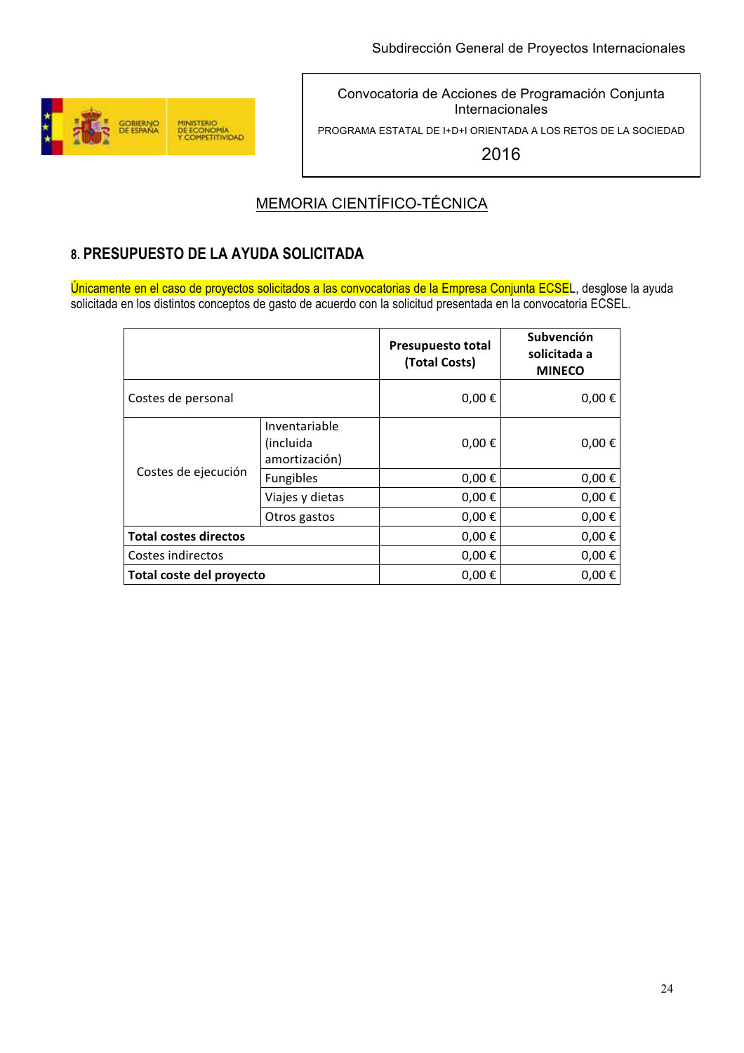Subdirección General de Proyectos Internacionales

Convocatoria de Acciones de Programación Conjunta Internacionales

PROGRAMA ESTATAL DE I+D+I ORIENTADA A LOS RETOS DE LA SOCIEDAD

2016

MEMORIA CIENTÍFICO-TÉCNICA

## 8. PRESUPUESTO DE LA AYUDA SOLICITADA

Únicamente en el caso de proyectos solicitados a las convocatorias de la Empresa Conjunta ECSEL, desglose la ayuda solicitada en los distintos conceptos de gasto de acuerdo con la solicitud presentada en la convocatoria ECSEL.

| | | **Presupuesto total (Total Costs)** | **Subvención solicitada a MINECO** |
|---|---|---|---|
| Costes de personal | | 0,00 € | 0,00 € |
| Costes de ejecución | Inventariable (incluida amortización) | 0,00 € | 0,00 € |
| | Fungibles | 0,00 € | 0,00 € |
| | Viajes y dietas | 0,00 € | 0,00 € |
| | Otros gastos | 0,00 € | 0,00 € |
| **Total costes directos** | | 0,00 € | 0,00 € |
| Costes indirectos | | 0,00 € | 0,00 € |
| **Total coste del proyecto** | | 0,00 € | 0,00 € |